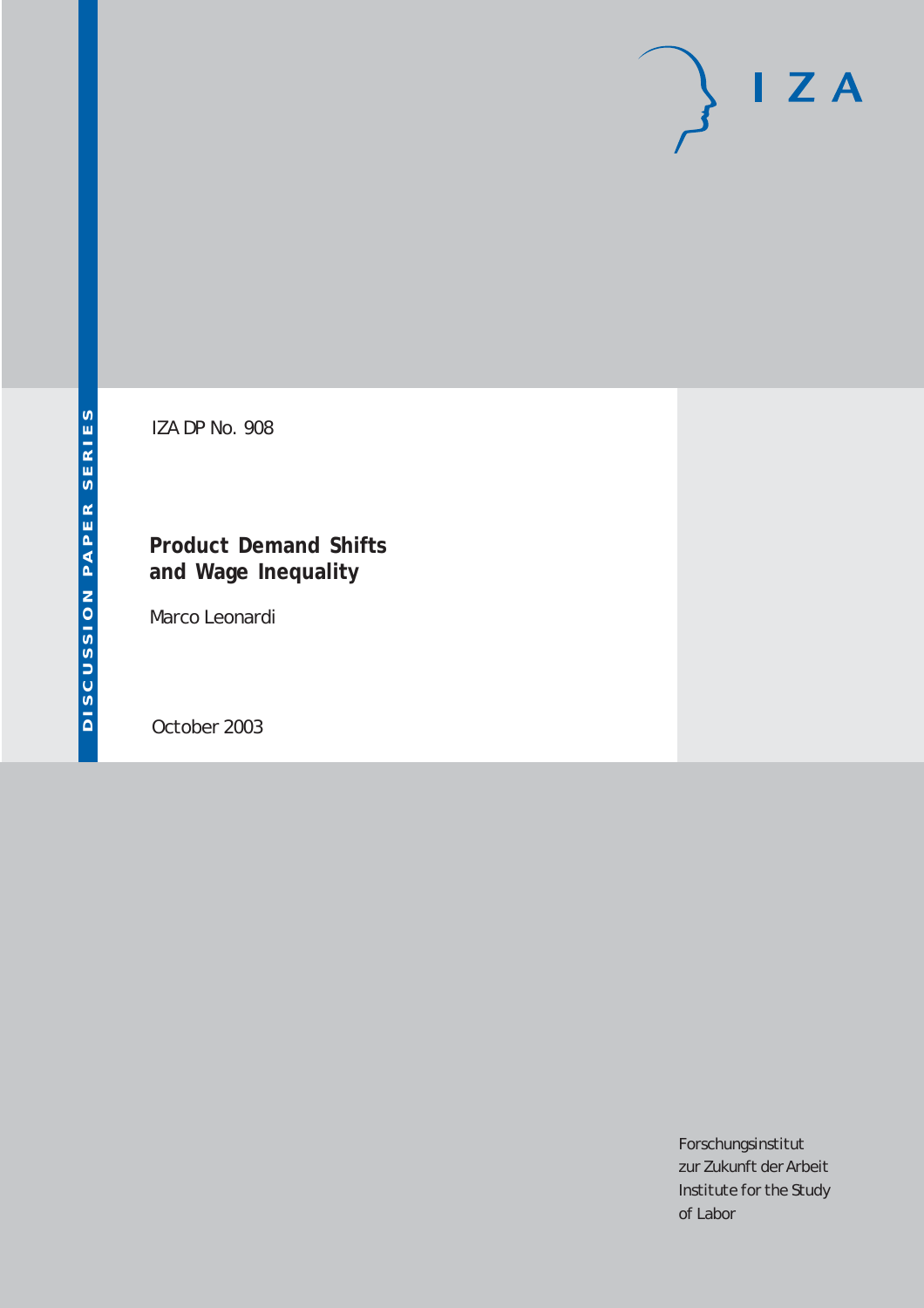DISCUSSION PAPER SERIES

IZA

IZA DP No. 908

# Product Demand Shifts and Wage Inequality

Marco Leonardi

October 2003

Forschungsinstitut zur Zukunft der Arbeit
Institute for the Study of Labor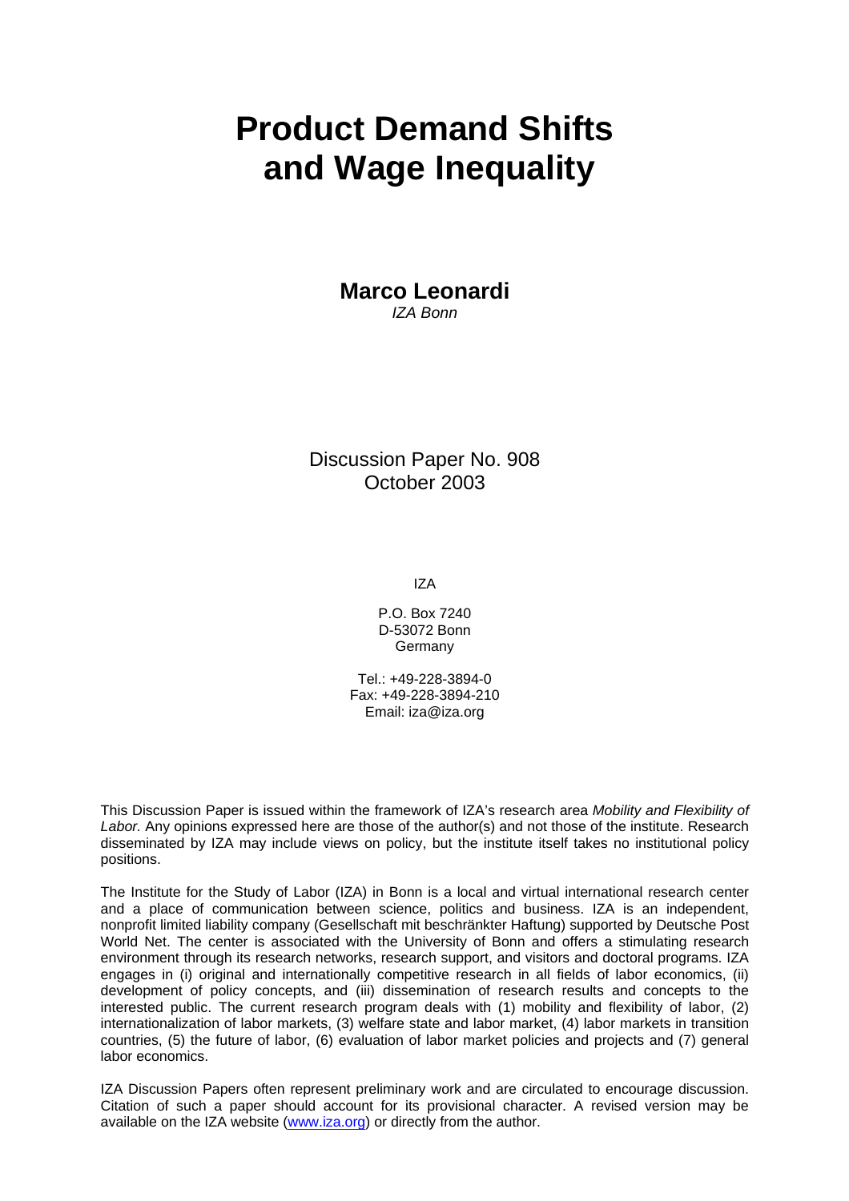# Product Demand Shifts and Wage Inequality

**Marco Leonardi**
*IZA Bonn*

Discussion Paper No. 908
October 2003

IZA

P.O. Box 7240
D-53072 Bonn
Germany

Tel.: +49-228-3894-0
Fax: +49-228-3894-210
Email: iza@iza.org

This Discussion Paper is issued within the framework of IZA's research area *Mobility and Flexibility of Labor.* Any opinions expressed here are those of the author(s) and not those of the institute. Research disseminated by IZA may include views on policy, but the institute itself takes no institutional policy positions.

The Institute for the Study of Labor (IZA) in Bonn is a local and virtual international research center and a place of communication between science, politics and business. IZA is an independent, nonprofit limited liability company (Gesellschaft mit beschränkter Haftung) supported by Deutsche Post World Net. The center is associated with the University of Bonn and offers a stimulating research environment through its research networks, research support, and visitors and doctoral programs. IZA engages in (i) original and internationally competitive research in all fields of labor economics, (ii) development of policy concepts, and (iii) dissemination of research results and concepts to the interested public. The current research program deals with (1) mobility and flexibility of labor, (2) internationalization of labor markets, (3) welfare state and labor market, (4) labor markets in transition countries, (5) the future of labor, (6) evaluation of labor market policies and projects and (7) general labor economics.

IZA Discussion Papers often represent preliminary work and are circulated to encourage discussion. Citation of such a paper should account for its provisional character. A revised version may be available on the IZA website (www.iza.org) or directly from the author.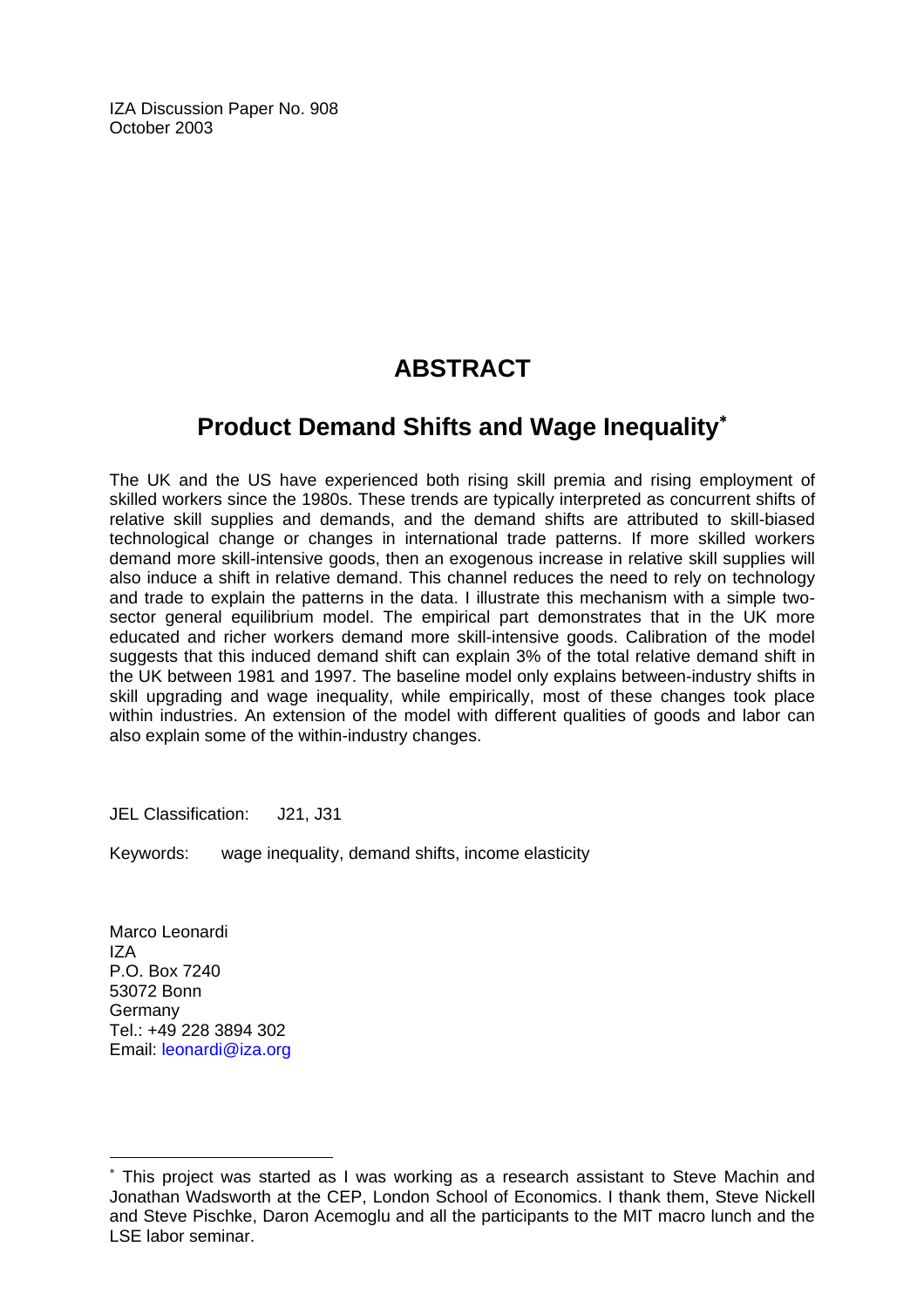IZA Discussion Paper No. 908
October 2003

# ABSTRACT

## Product Demand Shifts and Wage Inequality[*]

The UK and the US have experienced both rising skill premia and rising employment of skilled workers since the 1980s. These trends are typically interpreted as concurrent shifts of relative skill supplies and demands, and the demand shifts are attributed to skill-biased technological change or changes in international trade patterns. If more skilled workers demand more skill-intensive goods, then an exogenous increase in relative skill supplies will also induce a shift in relative demand. This channel reduces the need to rely on technology and trade to explain the patterns in the data. I illustrate this mechanism with a simple two-sector general equilibrium model. The empirical part demonstrates that in the UK more educated and richer workers demand more skill-intensive goods. Calibration of the model suggests that this induced demand shift can explain 3% of the total relative demand shift in the UK between 1981 and 1997. The baseline model only explains between-industry shifts in skill upgrading and wage inequality, while empirically, most of these changes took place within industries. An extension of the model with different qualities of goods and labor can also explain some of the within-industry changes.

JEL Classification: J21, J31

Keywords: wage inequality, demand shifts, income elasticity

Marco Leonardi
IZA
P.O. Box 7240
53072 Bonn
Germany
Tel.: +49 228 3894 302
Email: leonardi@iza.org

[*] This project was started as I was working as a research assistant to Steve Machin and Jonathan Wadsworth at the CEP, London School of Economics. I thank them, Steve Nickell and Steve Pischke, Daron Acemoglu and all the participants to the MIT macro lunch and the LSE labor seminar.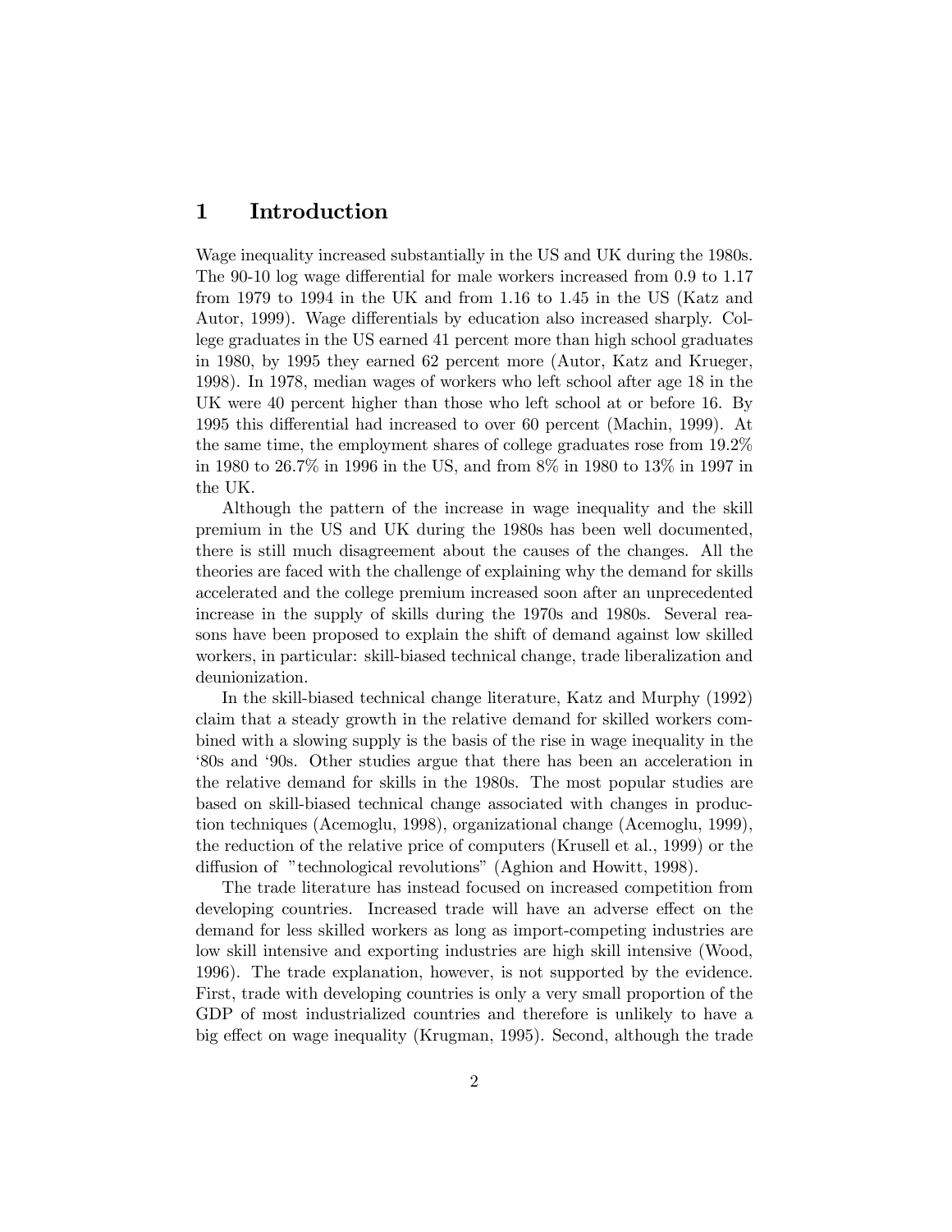# 1 Introduction

Wage inequality increased substantially in the US and UK during the 1980s. The 90-10 log wage differential for male workers increased from 0.9 to 1.17 from 1979 to 1994 in the UK and from 1.16 to 1.45 in the US (Katz and Autor, 1999). Wage differentials by education also increased sharply. College graduates in the US earned 41 percent more than high school graduates in 1980, by 1995 they earned 62 percent more (Autor, Katz and Krueger, 1998). In 1978, median wages of workers who left school after age 18 in the UK were 40 percent higher than those who left school at or before 16. By 1995 this differential had increased to over 60 percent (Machin, 1999). At the same time, the employment shares of college graduates rose from 19.2% in 1980 to 26.7% in 1996 in the US, and from 8% in 1980 to 13% in 1997 in the UK.

Although the pattern of the increase in wage inequality and the skill premium in the US and UK during the 1980s has been well documented, there is still much disagreement about the causes of the changes. All the theories are faced with the challenge of explaining why the demand for skills accelerated and the college premium increased soon after an unprecedented increase in the supply of skills during the 1970s and 1980s. Several reasons have been proposed to explain the shift of demand against low skilled workers, in particular: skill-biased technical change, trade liberalization and deunionization.

In the skill-biased technical change literature, Katz and Murphy (1992) claim that a steady growth in the relative demand for skilled workers combined with a slowing supply is the basis of the rise in wage inequality in the '80s and '90s. Other studies argue that there has been an acceleration in the relative demand for skills in the 1980s. The most popular studies are based on skill-biased technical change associated with changes in production techniques (Acemoglu, 1998), organizational change (Acemoglu, 1999), the reduction of the relative price of computers (Krusell et al., 1999) or the diffusion of "technological revolutions" (Aghion and Howitt, 1998).

The trade literature has instead focused on increased competition from developing countries. Increased trade will have an adverse effect on the demand for less skilled workers as long as import-competing industries are low skill intensive and exporting industries are high skill intensive (Wood, 1996). The trade explanation, however, is not supported by the evidence. First, trade with developing countries is only a very small proportion of the GDP of most industrialized countries and therefore is unlikely to have a big effect on wage inequality (Krugman, 1995). Second, although the trade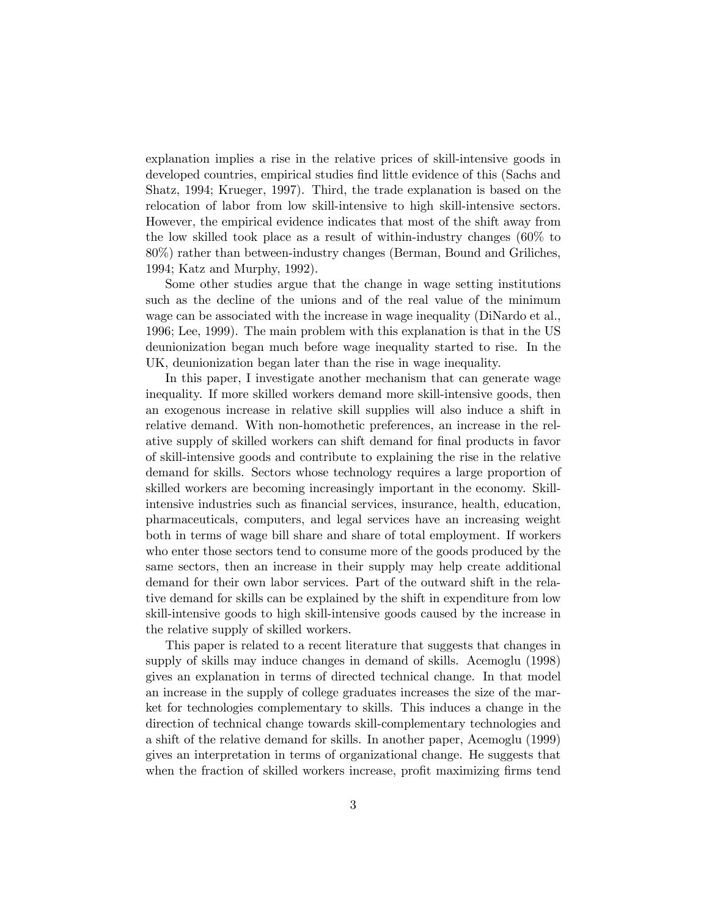explanation implies a rise in the relative prices of skill-intensive goods in developed countries, empirical studies find little evidence of this (Sachs and Shatz, 1994; Krueger, 1997). Third, the trade explanation is based on the relocation of labor from low skill-intensive to high skill-intensive sectors. However, the empirical evidence indicates that most of the shift away from the low skilled took place as a result of within-industry changes (60% to 80%) rather than between-industry changes (Berman, Bound and Griliches, 1994; Katz and Murphy, 1992).

Some other studies argue that the change in wage setting institutions such as the decline of the unions and of the real value of the minimum wage can be associated with the increase in wage inequality (DiNardo et al., 1996; Lee, 1999). The main problem with this explanation is that in the US deunionization began much before wage inequality started to rise. In the UK, deunionization began later than the rise in wage inequality.

In this paper, I investigate another mechanism that can generate wage inequality. If more skilled workers demand more skill-intensive goods, then an exogenous increase in relative skill supplies will also induce a shift in relative demand. With non-homothetic preferences, an increase in the relative supply of skilled workers can shift demand for final products in favor of skill-intensive goods and contribute to explaining the rise in the relative demand for skills. Sectors whose technology requires a large proportion of skilled workers are becoming increasingly important in the economy. Skill-intensive industries such as financial services, insurance, health, education, pharmaceuticals, computers, and legal services have an increasing weight both in terms of wage bill share and share of total employment. If workers who enter those sectors tend to consume more of the goods produced by the same sectors, then an increase in their supply may help create additional demand for their own labor services. Part of the outward shift in the relative demand for skills can be explained by the shift in expenditure from low skill-intensive goods to high skill-intensive goods caused by the increase in the relative supply of skilled workers.

This paper is related to a recent literature that suggests that changes in supply of skills may induce changes in demand of skills. Acemoglu (1998) gives an explanation in terms of directed technical change. In that model an increase in the supply of college graduates increases the size of the market for technologies complementary to skills. This induces a change in the direction of technical change towards skill-complementary technologies and a shift of the relative demand for skills. In another paper, Acemoglu (1999) gives an interpretation in terms of organizational change. He suggests that when the fraction of skilled workers increase, profit maximizing firms tend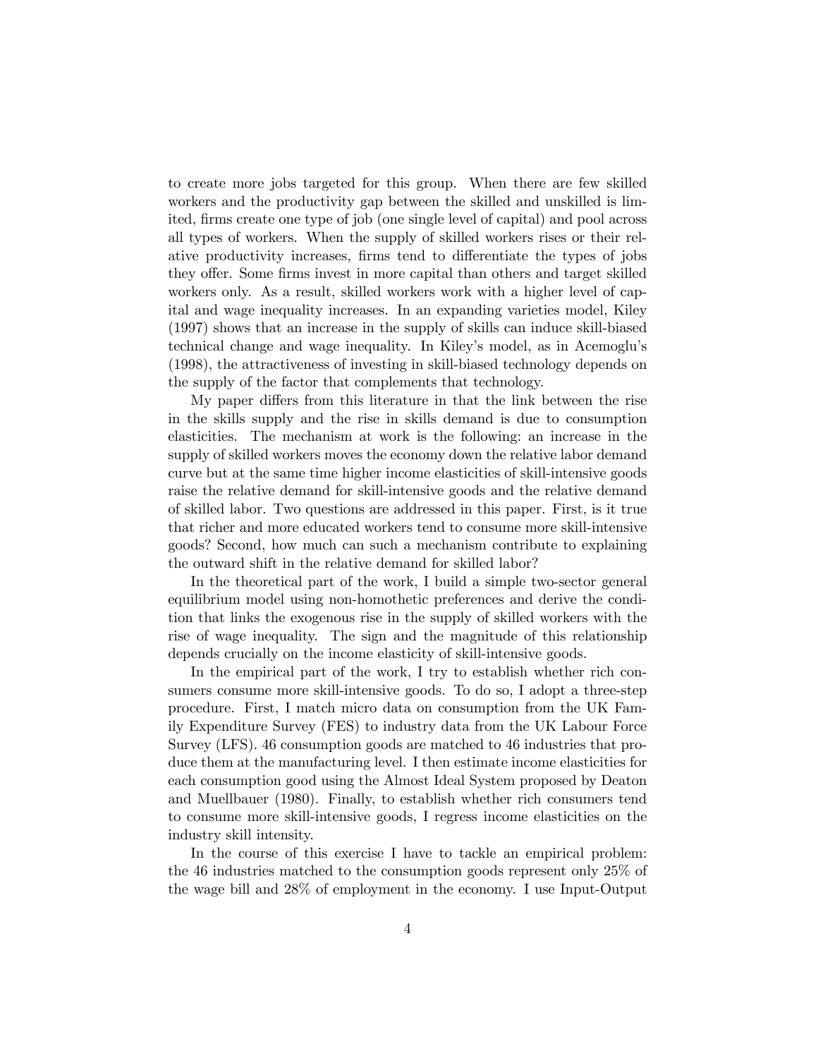to create more jobs targeted for this group. When there are few skilled workers and the productivity gap between the skilled and unskilled is limited, firms create one type of job (one single level of capital) and pool across all types of workers. When the supply of skilled workers rises or their relative productivity increases, firms tend to differentiate the types of jobs they offer. Some firms invest in more capital than others and target skilled workers only. As a result, skilled workers work with a higher level of capital and wage inequality increases. In an expanding varieties model, Kiley (1997) shows that an increase in the supply of skills can induce skill-biased technical change and wage inequality. In Kiley's model, as in Acemoglu's (1998), the attractiveness of investing in skill-biased technology depends on the supply of the factor that complements that technology.

My paper differs from this literature in that the link between the rise in the skills supply and the rise in skills demand is due to consumption elasticities. The mechanism at work is the following: an increase in the supply of skilled workers moves the economy down the relative labor demand curve but at the same time higher income elasticities of skill-intensive goods raise the relative demand for skill-intensive goods and the relative demand of skilled labor. Two questions are addressed in this paper. First, is it true that richer and more educated workers tend to consume more skill-intensive goods? Second, how much can such a mechanism contribute to explaining the outward shift in the relative demand for skilled labor?

In the theoretical part of the work, I build a simple two-sector general equilibrium model using non-homothetic preferences and derive the condition that links the exogenous rise in the supply of skilled workers with the rise of wage inequality. The sign and the magnitude of this relationship depends crucially on the income elasticity of skill-intensive goods.

In the empirical part of the work, I try to establish whether rich consumers consume more skill-intensive goods. To do so, I adopt a three-step procedure. First, I match micro data on consumption from the UK Family Expenditure Survey (FES) to industry data from the UK Labour Force Survey (LFS). 46 consumption goods are matched to 46 industries that produce them at the manufacturing level. I then estimate income elasticities for each consumption good using the Almost Ideal System proposed by Deaton and Muellbauer (1980). Finally, to establish whether rich consumers tend to consume more skill-intensive goods, I regress income elasticities on the industry skill intensity.

In the course of this exercise I have to tackle an empirical problem: the 46 industries matched to the consumption goods represent only 25% of the wage bill and 28% of employment in the economy. I use Input-Output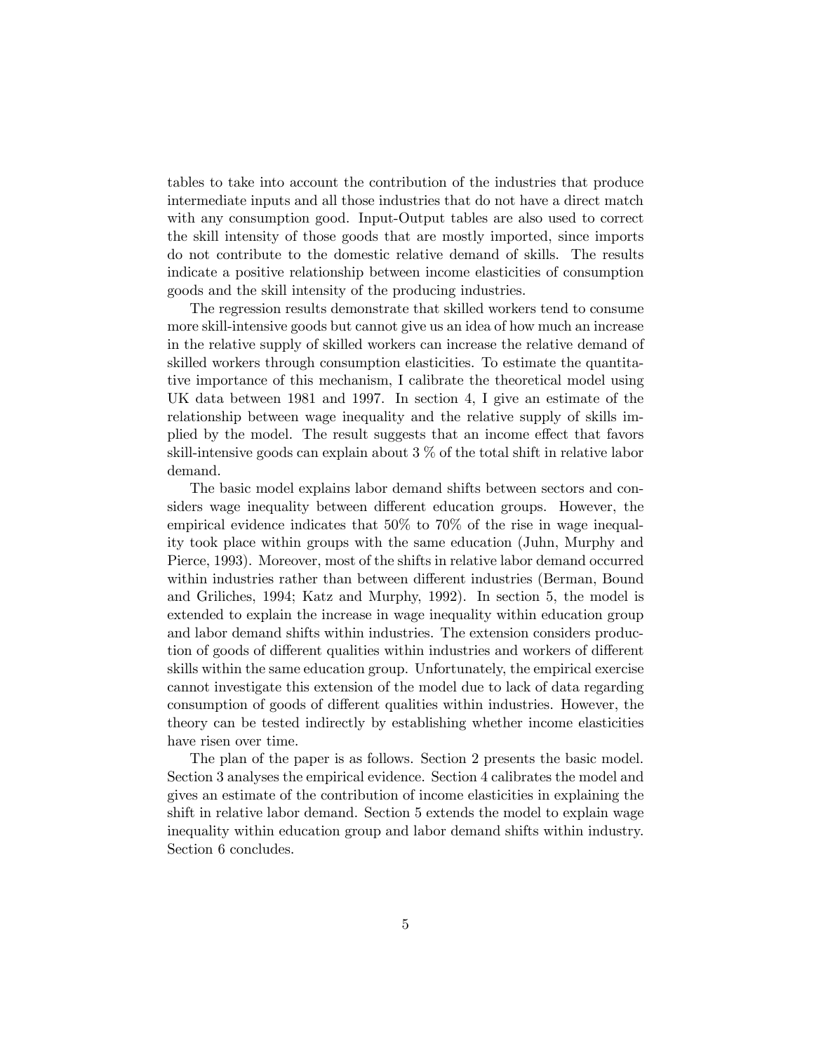tables to take into account the contribution of the industries that produce intermediate inputs and all those industries that do not have a direct match with any consumption good. Input-Output tables are also used to correct the skill intensity of those goods that are mostly imported, since imports do not contribute to the domestic relative demand of skills. The results indicate a positive relationship between income elasticities of consumption goods and the skill intensity of the producing industries.

The regression results demonstrate that skilled workers tend to consume more skill-intensive goods but cannot give us an idea of how much an increase in the relative supply of skilled workers can increase the relative demand of skilled workers through consumption elasticities. To estimate the quantitative importance of this mechanism, I calibrate the theoretical model using UK data between 1981 and 1997. In section 4, I give an estimate of the relationship between wage inequality and the relative supply of skills implied by the model. The result suggests that an income effect that favors skill-intensive goods can explain about 3 % of the total shift in relative labor demand.

The basic model explains labor demand shifts between sectors and considers wage inequality between different education groups. However, the empirical evidence indicates that 50% to 70% of the rise in wage inequality took place within groups with the same education (Juhn, Murphy and Pierce, 1993). Moreover, most of the shifts in relative labor demand occurred within industries rather than between different industries (Berman, Bound and Griliches, 1994; Katz and Murphy, 1992). In section 5, the model is extended to explain the increase in wage inequality within education group and labor demand shifts within industries. The extension considers production of goods of different qualities within industries and workers of different skills within the same education group. Unfortunately, the empirical exercise cannot investigate this extension of the model due to lack of data regarding consumption of goods of different qualities within industries. However, the theory can be tested indirectly by establishing whether income elasticities have risen over time.

The plan of the paper is as follows. Section 2 presents the basic model. Section 3 analyses the empirical evidence. Section 4 calibrates the model and gives an estimate of the contribution of income elasticities in explaining the shift in relative labor demand. Section 5 extends the model to explain wage inequality within education group and labor demand shifts within industry. Section 6 concludes.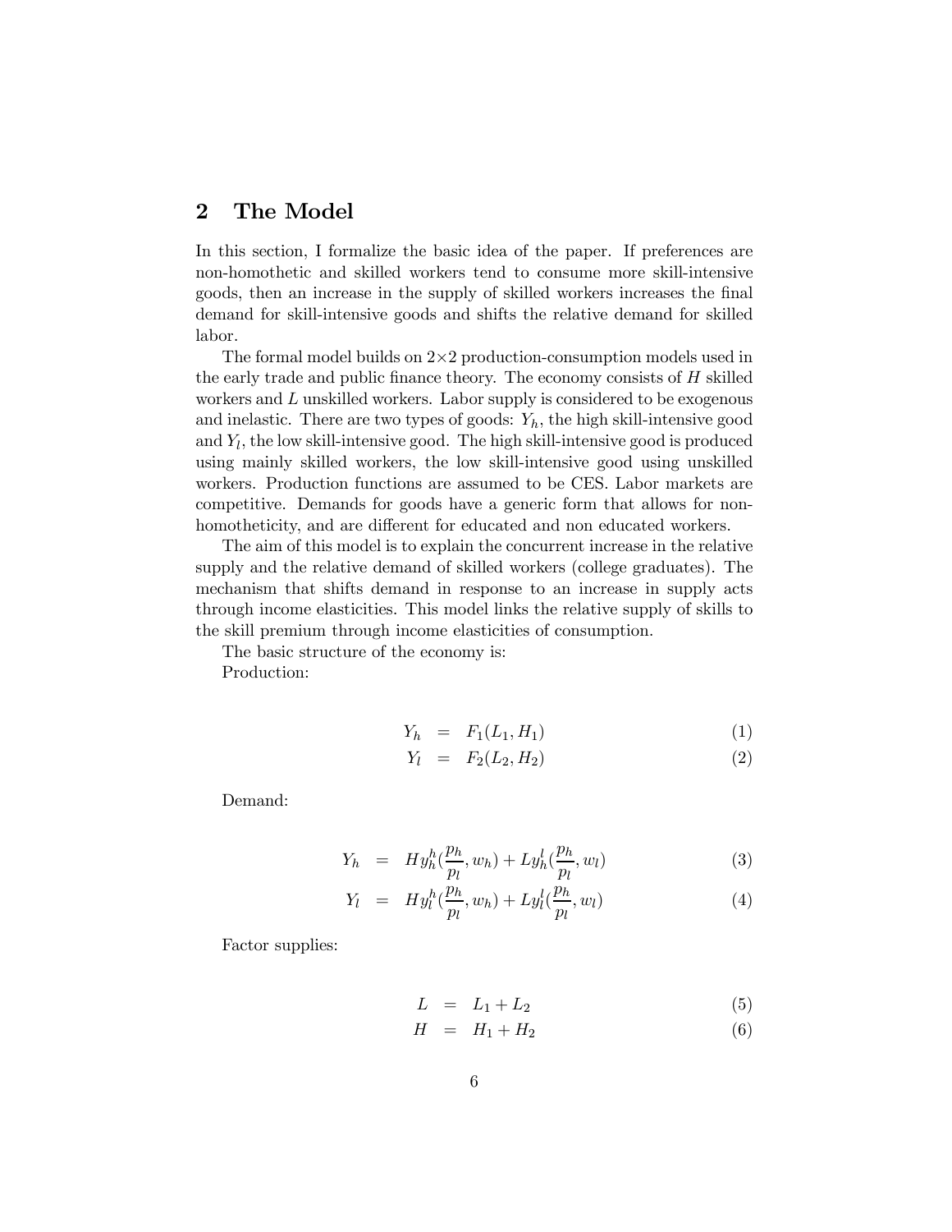## 2 The Model

In this section, I formalize the basic idea of the paper. If preferences are non-homothetic and skilled workers tend to consume more skill-intensive goods, then an increase in the supply of skilled workers increases the final demand for skill-intensive goods and shifts the relative demand for skilled labor.

The formal model builds on 2×2 production-consumption models used in the early trade and public finance theory. The economy consists of $H$ skilled workers and $L$ unskilled workers. Labor supply is considered to be exogenous and inelastic. There are two types of goods: $Y_h$, the high skill-intensive good and $Y_l$, the low skill-intensive good. The high skill-intensive good is produced using mainly skilled workers, the low skill-intensive good using unskilled workers. Production functions are assumed to be CES. Labor markets are competitive. Demands for goods have a generic form that allows for non-homotheticity, and are different for educated and non educated workers.

The aim of this model is to explain the concurrent increase in the relative supply and the relative demand of skilled workers (college graduates). The mechanism that shifts demand in response to an increase in supply acts through income elasticities. This model links the relative supply of skills to the skill premium through income elasticities of consumption.

The basic structure of the economy is:

Production:

$$Y_h = F_1(L_1, H_1) \tag{1}$$

$$Y_l = F_2(L_2, H_2) \tag{2}$$

Demand:

$$Y_h = Hy_h^h(\frac{p_h}{p_l}, w_h) + Ly_h^l(\frac{p_h}{p_l}, w_l) \tag{3}$$

$$Y_l = Hy_l^h(\frac{p_h}{p_l}, w_h) + Ly_l^l(\frac{p_h}{p_l}, w_l) \tag{4}$$

Factor supplies:

$$L = L_1 + L_2 \tag{5}$$

$$H = H_1 + H_2 \tag{6}$$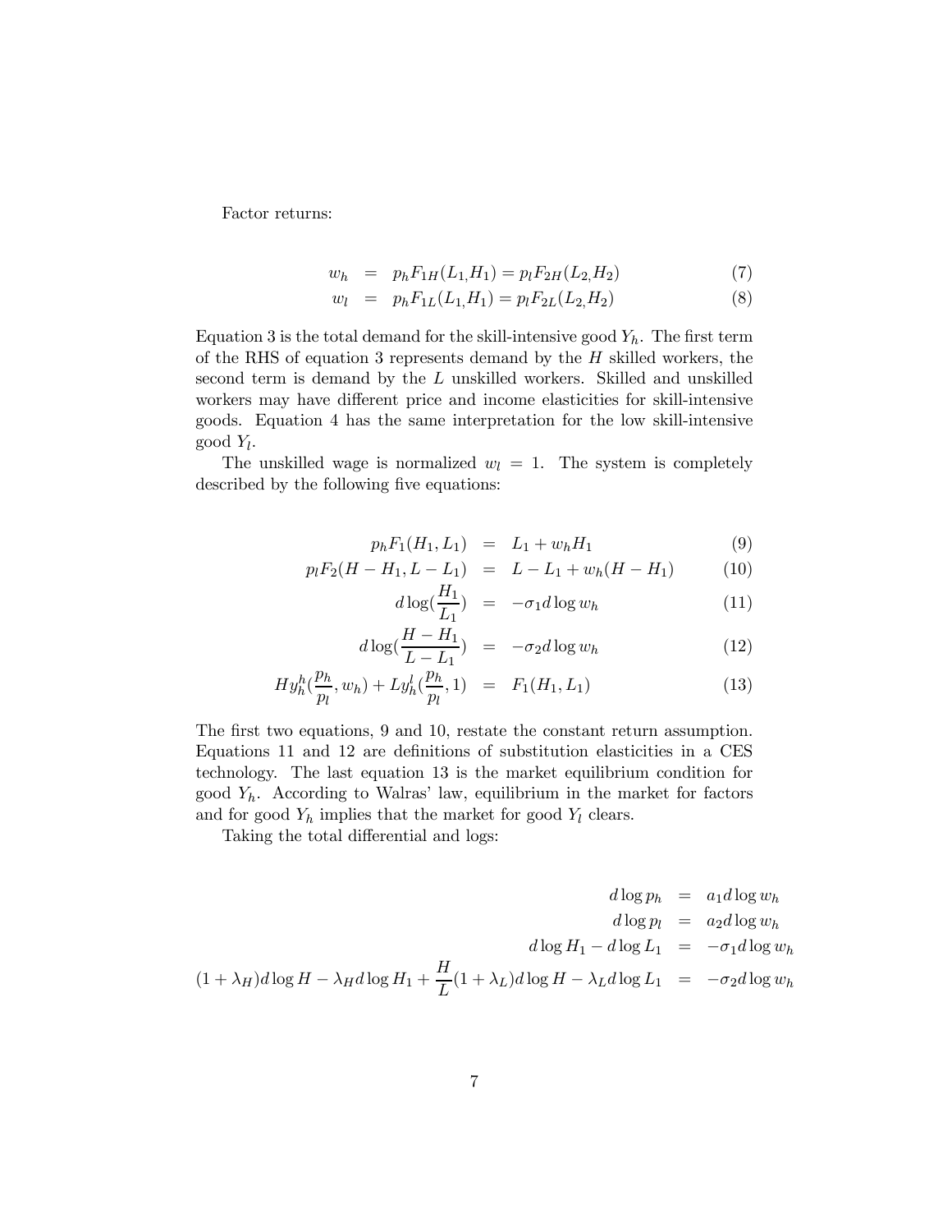Factor returns:

$$
\begin{aligned}
w_h &= p_h F_{1H}(L_1, H_1) = p_l F_{2H}(L_2, H_2) &(7)\\
w_l &= p_h F_{1L}(L_1, H_1) = p_l F_{2L}(L_2, H_2) &(8)
\end{aligned}
$$

Equation 3 is the total demand for the skill-intensive good $Y_h$. The first term of the RHS of equation 3 represents demand by the $H$ skilled workers, the second term is demand by the $L$ unskilled workers. Skilled and unskilled workers may have different price and income elasticities for skill-intensive goods. Equation 4 has the same interpretation for the low skill-intensive good $Y_l$.

The unskilled wage is normalized $w_l = 1$. The system is completely described by the following five equations:

$$
\begin{aligned}
p_h F_1(H_1, L_1) &= L_1 + w_h H_1 &(9)\\
p_l F_2(H - H_1, L - L_1) &= L - L_1 + w_h(H - H_1) &(10)\\
d\log\left(\frac{H_1}{L_1}\right) &= -\sigma_1 d\log w_h &(11)\\
d\log\left(\frac{H - H_1}{L - L_1}\right) &= -\sigma_2 d\log w_h &(12)\\
H y_h^h\left(\frac{p_h}{p_l}, w_h\right) + L y_h^l\left(\frac{p_h}{p_l}, 1\right) &= F_1(H_1, L_1) &(13)
\end{aligned}
$$

The first two equations, 9 and 10, restate the constant return assumption. Equations 11 and 12 are definitions of substitution elasticities in a CES technology. The last equation 13 is the market equilibrium condition for good $Y_h$. According to Walras' law, equilibrium in the market for factors and for good $Y_h$ implies that the market for good $Y_l$ clears.

Taking the total differential and logs:

$$
\begin{aligned}
d\log p_h &= a_1 d\log w_h\\
d\log p_l &= a_2 d\log w_h\\
d\log H_1 - d\log L_1 &= -\sigma_1 d\log w_h\\
(1 + \lambda_H) d\log H - \lambda_H d\log H_1 + \frac{H}{L}(1 + \lambda_L) d\log H - \lambda_L d\log L_1 &= -\sigma_2 d\log w_h
\end{aligned}
$$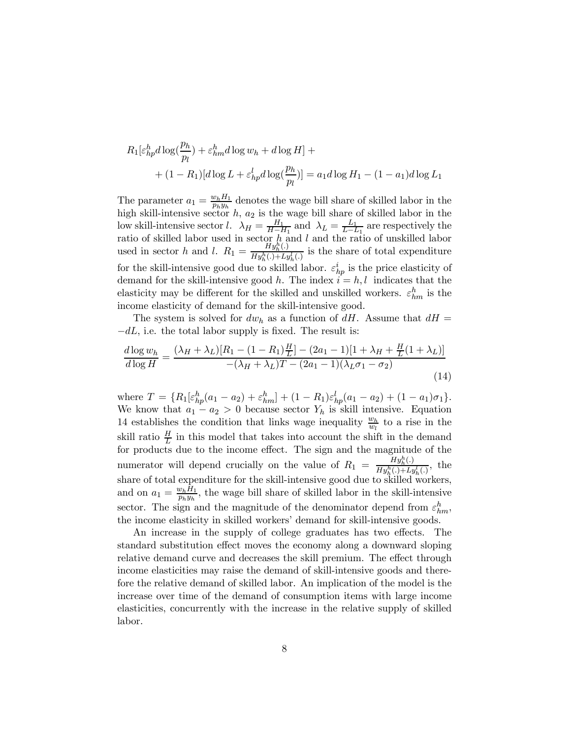$$R_1[\varepsilon^h_{hp} d\log(\frac{p_h}{p_l}) + \varepsilon^h_{hm} d\log w_h + d\log H] +$$
$$+ (1-R_1)[d\log L + \varepsilon^l_{hp} d\log(\frac{p_h}{p_l})] = a_1 d\log H_1 - (1-a_1) d\log L_1$$

The parameter $a_1 = \frac{w_h H_1}{p_h y_h}$ denotes the wage bill share of skilled labor in the high skill-intensive sector $h$, $a_2$ is the wage bill share of skilled labor in the low skill-intensive sector $l$. $\lambda_H = \frac{H_1}{H-H_1}$ and $\lambda_L = \frac{L_1}{L-L_1}$ are respectively the ratio of skilled labor used in sector $h$ and $l$ and the ratio of unskilled labor used in sector $h$ and $l$. $R_1 = \frac{H y^h_h(.)}{H y^h_h(.) + L y^l_h(.)}$ is the share of total expenditure for the skill-intensive good due to skilled labor. $\varepsilon^i_{hp}$ is the price elasticity of demand for the skill-intensive good $h$. The index $i = h, l$ indicates that the elasticity may be different for the skilled and unskilled workers. $\varepsilon^h_{hm}$ is the income elasticity of demand for the skill-intensive good.

The system is solved for $dw_h$ as a function of $dH$. Assume that $dH = -dL$, i.e. the total labor supply is fixed. The result is:

$$\frac{d\log w_h}{d\log H} = \frac{(\lambda_H + \lambda_L)[R_1 - (1-R_1)\frac{H}{L}] - (2a_1 - 1)[1 + \lambda_H + \frac{H}{L}(1+\lambda_L)]}{-(\lambda_H + \lambda_L)T - (2a_1 - 1)(\lambda_L \sigma_1 - \sigma_2)} \tag{14}$$

where $T = \{R_1[\varepsilon^h_{hp}(a_1 - a_2) + \varepsilon^h_{hm}] + (1-R_1)\varepsilon^l_{hp}(a_1 - a_2) + (1-a_1)\sigma_1\}$. We know that $a_1 - a_2 > 0$ because sector $Y_h$ is skill intensive. Equation 14 establishes the condition that links wage inequality $\frac{w_h}{w_l}$ to a rise in the skill ratio $\frac{H}{L}$ in this model that takes into account the shift in the demand for products due to the income effect. The sign and the magnitude of the numerator will depend crucially on the value of $R_1 = \frac{H y^h_h(.)}{H y^h_h(.) + L y^l_h(.)}$, the share of total expenditure for the skill-intensive good due to skilled workers, and on $a_1 = \frac{w_h H_1}{p_h y_h}$, the wage bill share of skilled labor in the skill-intensive sector. The sign and the magnitude of the denominator depend from $\varepsilon^h_{hm}$, the income elasticity in skilled workers' demand for skill-intensive goods.

An increase in the supply of college graduates has two effects. The standard substitution effect moves the economy along a downward sloping relative demand curve and decreases the skill premium. The effect through income elasticities may raise the demand of skill-intensive goods and therefore the relative demand of skilled labor. An implication of the model is the increase over time of the demand of consumption items with large income elasticities, concurrently with the increase in the relative supply of skilled labor.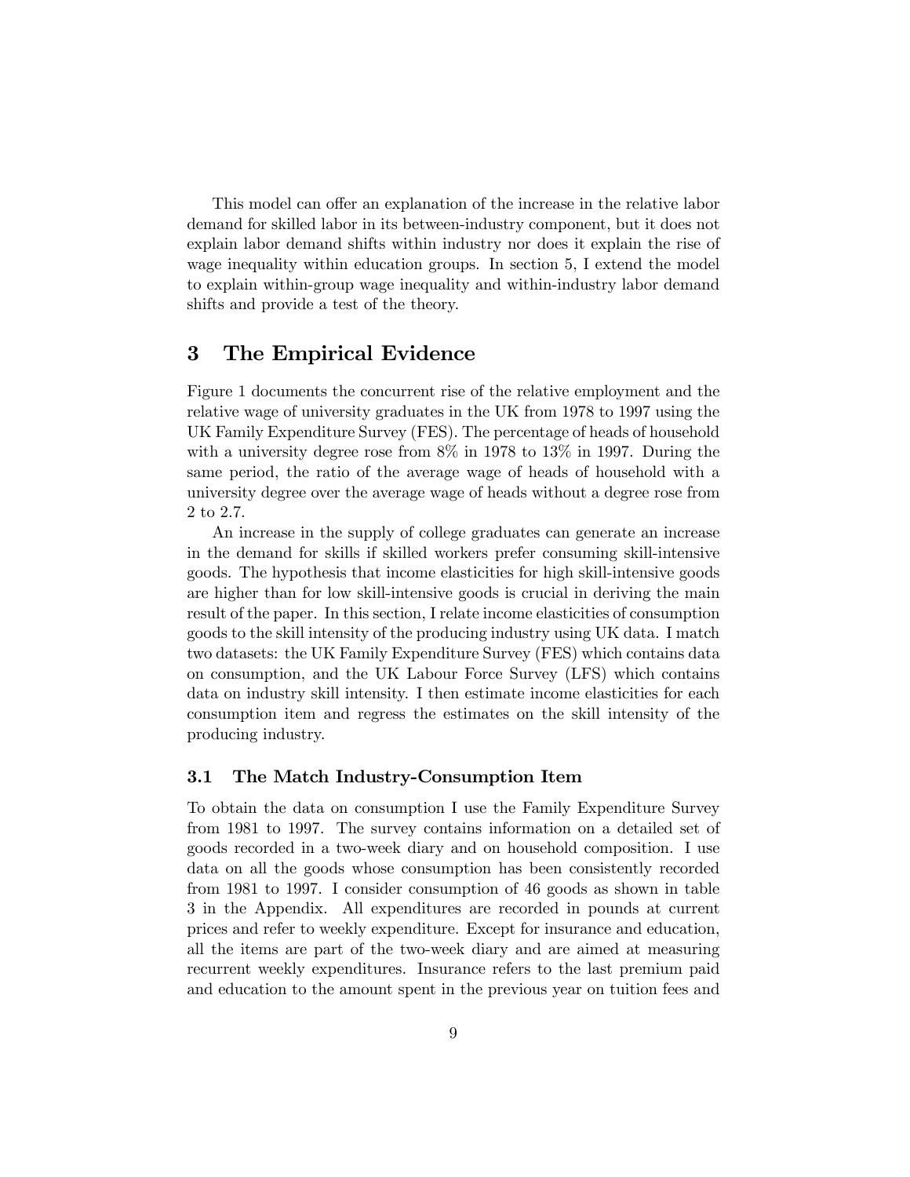This model can offer an explanation of the increase in the relative labor demand for skilled labor in its between-industry component, but it does not explain labor demand shifts within industry nor does it explain the rise of wage inequality within education groups. In section 5, I extend the model to explain within-group wage inequality and within-industry labor demand shifts and provide a test of the theory.

## 3 The Empirical Evidence

Figure 1 documents the concurrent rise of the relative employment and the relative wage of university graduates in the UK from 1978 to 1997 using the UK Family Expenditure Survey (FES). The percentage of heads of household with a university degree rose from 8% in 1978 to 13% in 1997. During the same period, the ratio of the average wage of heads of household with a university degree over the average wage of heads without a degree rose from 2 to 2.7.

An increase in the supply of college graduates can generate an increase in the demand for skills if skilled workers prefer consuming skill-intensive goods. The hypothesis that income elasticities for high skill-intensive goods are higher than for low skill-intensive goods is crucial in deriving the main result of the paper. In this section, I relate income elasticities of consumption goods to the skill intensity of the producing industry using UK data. I match two datasets: the UK Family Expenditure Survey (FES) which contains data on consumption, and the UK Labour Force Survey (LFS) which contains data on industry skill intensity. I then estimate income elasticities for each consumption item and regress the estimates on the skill intensity of the producing industry.

### 3.1 The Match Industry-Consumption Item

To obtain the data on consumption I use the Family Expenditure Survey from 1981 to 1997. The survey contains information on a detailed set of goods recorded in a two-week diary and on household composition. I use data on all the goods whose consumption has been consistently recorded from 1981 to 1997. I consider consumption of 46 goods as shown in table 3 in the Appendix. All expenditures are recorded in pounds at current prices and refer to weekly expenditure. Except for insurance and education, all the items are part of the two-week diary and are aimed at measuring recurrent weekly expenditures. Insurance refers to the last premium paid and education to the amount spent in the previous year on tuition fees and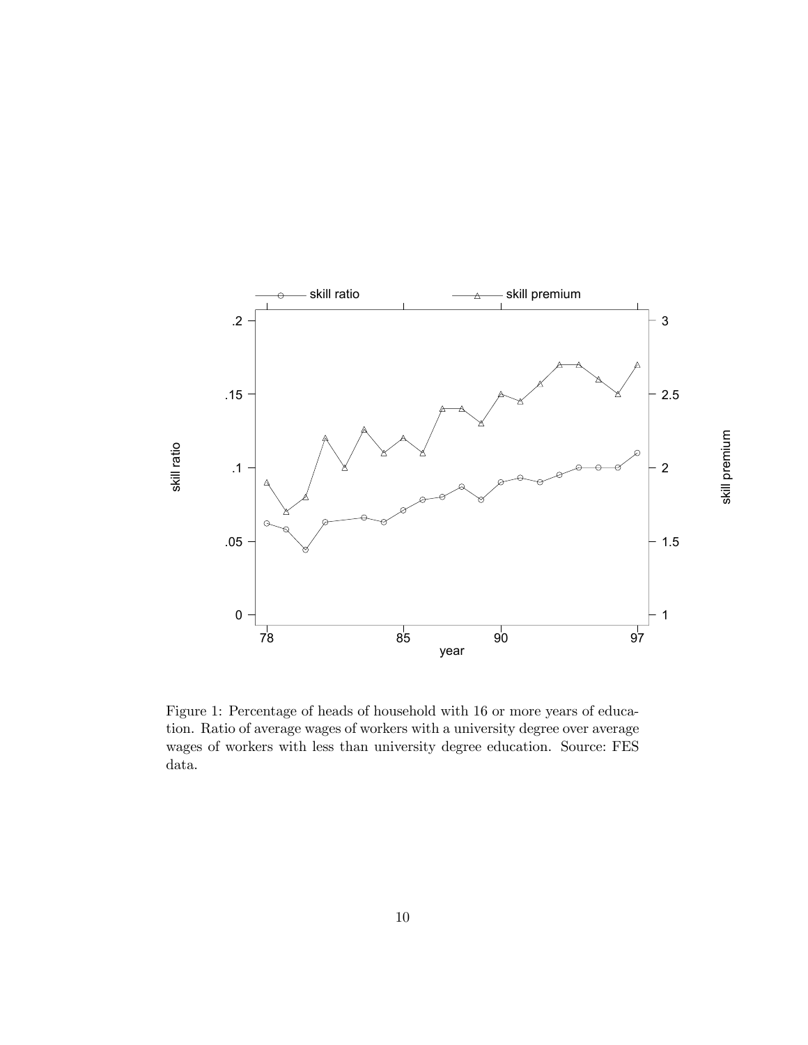Figure 1: Percentage of heads of household with 16 or more years of education. Ratio of average wages of workers with a university degree over average wages of workers with less than university degree education. Source: FES data.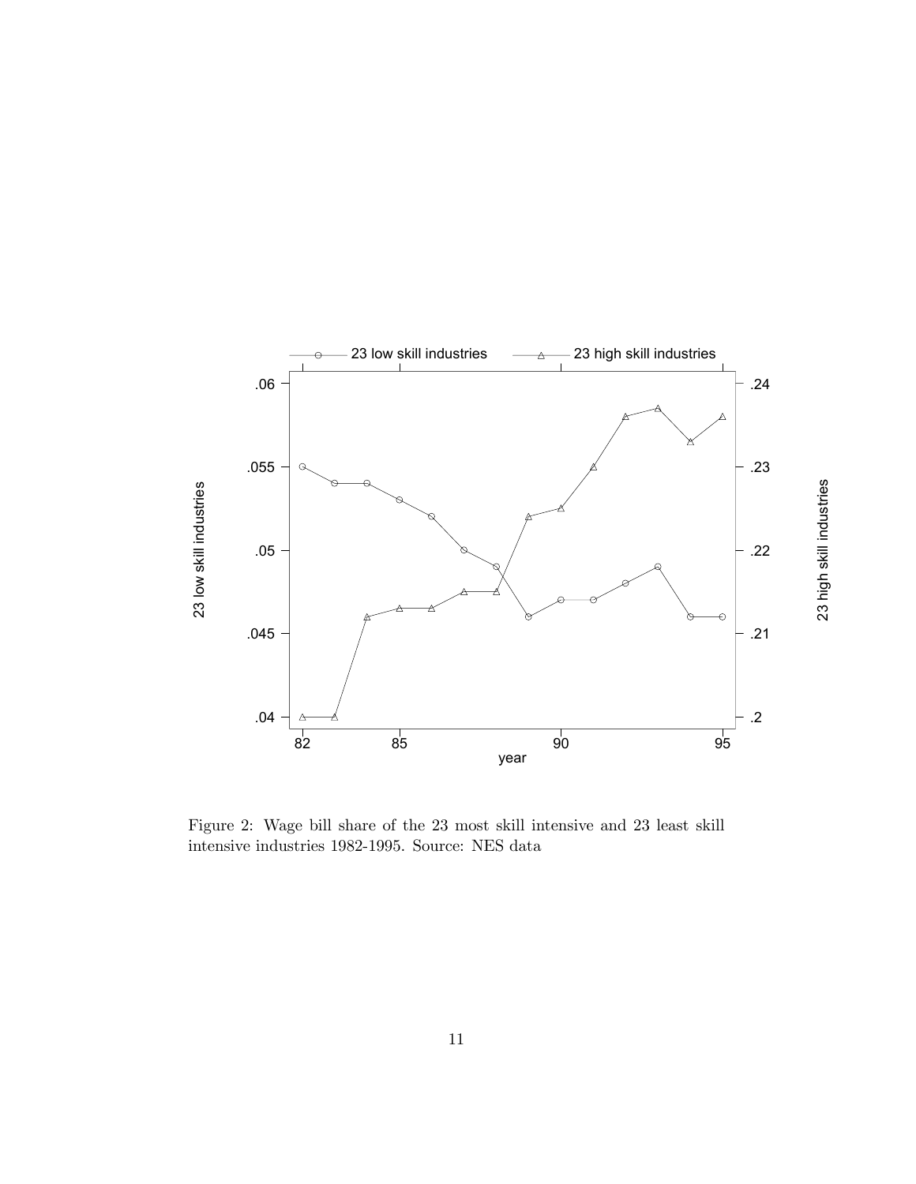Figure 2: Wage bill share of the 23 most skill intensive and 23 least skill intensive industries 1982-1995. Source: NES data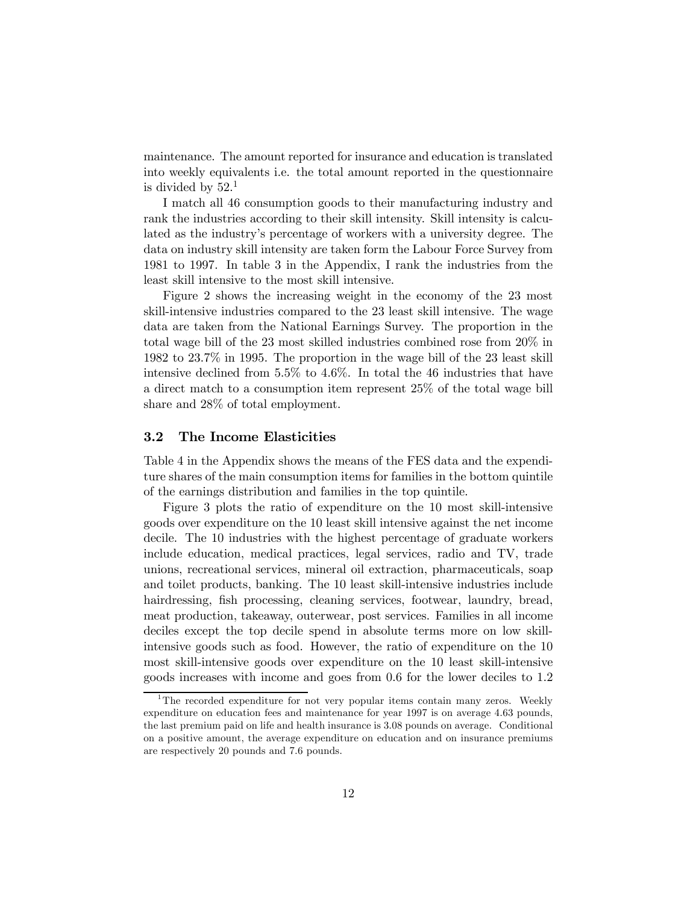maintenance. The amount reported for insurance and education is translated into weekly equivalents i.e. the total amount reported in the questionnaire is divided by 52.[1]

I match all 46 consumption goods to their manufacturing industry and rank the industries according to their skill intensity. Skill intensity is calculated as the industry's percentage of workers with a university degree. The data on industry skill intensity are taken form the Labour Force Survey from 1981 to 1997. In table 3 in the Appendix, I rank the industries from the least skill intensive to the most skill intensive.

Figure 2 shows the increasing weight in the economy of the 23 most skill-intensive industries compared to the 23 least skill intensive. The wage data are taken from the National Earnings Survey. The proportion in the total wage bill of the 23 most skilled industries combined rose from 20% in 1982 to 23.7% in 1995. The proportion in the wage bill of the 23 least skill intensive declined from 5.5% to 4.6%. In total the 46 industries that have a direct match to a consumption item represent 25% of the total wage bill share and 28% of total employment.

### 3.2 The Income Elasticities

Table 4 in the Appendix shows the means of the FES data and the expenditure shares of the main consumption items for families in the bottom quintile of the earnings distribution and families in the top quintile.

Figure 3 plots the ratio of expenditure on the 10 most skill-intensive goods over expenditure on the 10 least skill intensive against the net income decile. The 10 industries with the highest percentage of graduate workers include education, medical practices, legal services, radio and TV, trade unions, recreational services, mineral oil extraction, pharmaceuticals, soap and toilet products, banking. The 10 least skill-intensive industries include hairdressing, fish processing, cleaning services, footwear, laundry, bread, meat production, takeaway, outerwear, post services. Families in all income deciles except the top decile spend in absolute terms more on low skill-intensive goods such as food. However, the ratio of expenditure on the 10 most skill-intensive goods over expenditure on the 10 least skill-intensive goods increases with income and goes from 0.6 for the lower deciles to 1.2

[1] The recorded expenditure for not very popular items contain many zeros. Weekly expenditure on education fees and maintenance for year 1997 is on average 4.63 pounds, the last premium paid on life and health insurance is 3.08 pounds on average. Conditional on a positive amount, the average expenditure on education and on insurance premiums are respectively 20 pounds and 7.6 pounds.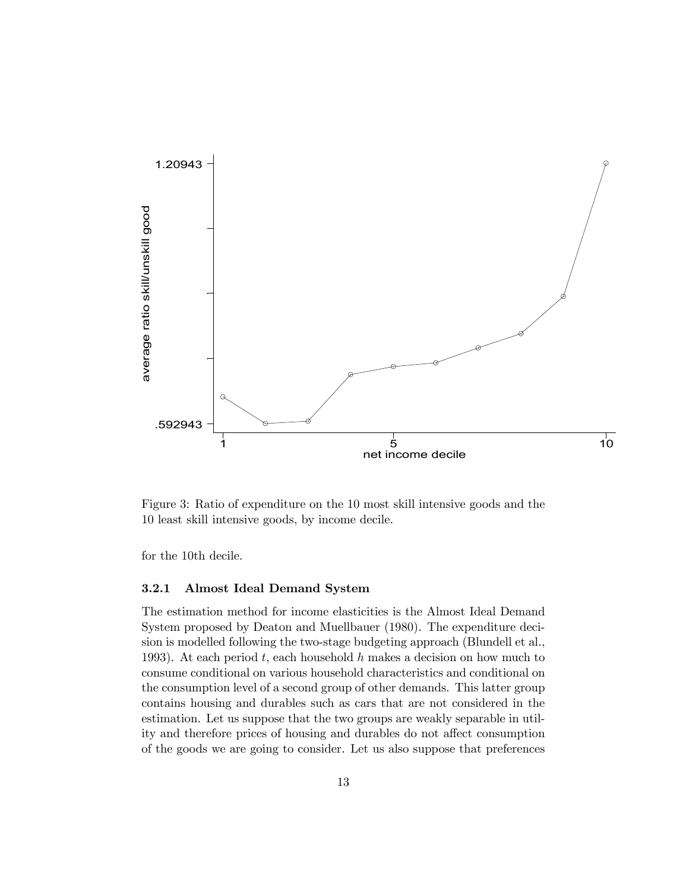Figure 3: Ratio of expenditure on the 10 most skill intensive goods and the 10 least skill intensive goods, by income decile.

for the 10th decile.

### 3.2.1 Almost Ideal Demand System

The estimation method for income elasticities is the Almost Ideal Demand System proposed by Deaton and Muellbauer (1980). The expenditure decision is modelled following the two-stage budgeting approach (Blundell et al., 1993). At each period $t$, each household $h$ makes a decision on how much to consume conditional on various household characteristics and conditional on the consumption level of a second group of other demands. This latter group contains housing and durables such as cars that are not considered in the estimation. Let us suppose that the two groups are weakly separable in utility and therefore prices of housing and durables do not affect consumption of the goods we are going to consider. Let us also suppose that preferences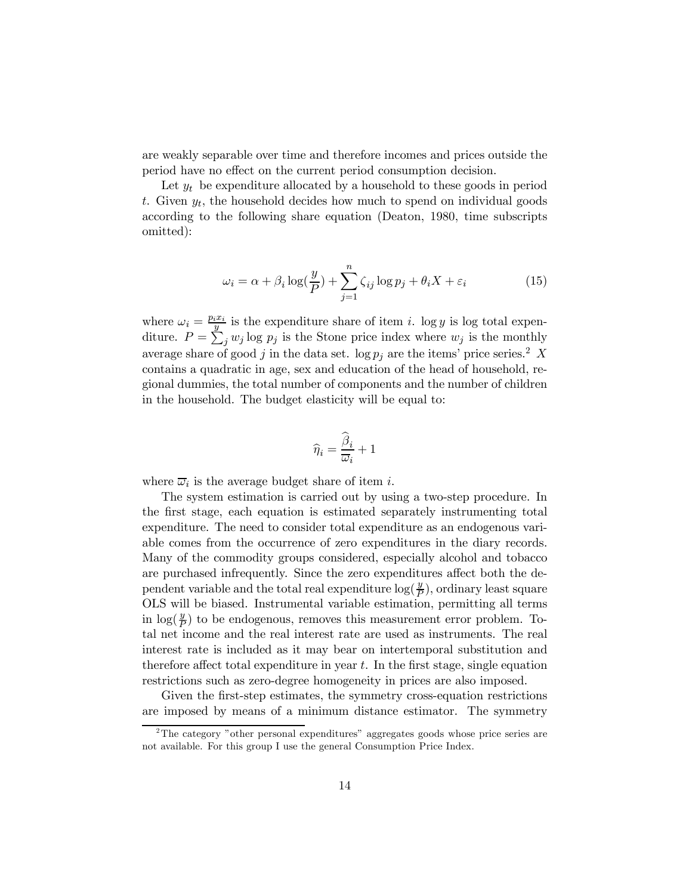are weakly separable over time and therefore incomes and prices outside the period have no effect on the current period consumption decision.

Let $y_t$ be expenditure allocated by a household to these goods in period $t$. Given $y_t$, the household decides how much to spend on individual goods according to the following share equation (Deaton, 1980, time subscripts omitted):

$$\omega_i = \alpha + \beta_i \log(\frac{y}{P}) + \sum_{j=1}^{n} \zeta_{ij} \log p_j + \theta_i X + \varepsilon_i \tag{15}$$

where $\omega_i = \frac{p_i x_i}{y}$ is the expenditure share of item $i$. $\log y$ is log total expenditure. $P = \sum_j w_j \log p_j$ is the Stone price index where $w_j$ is the monthly average share of good $j$ in the data set. $\log p_j$ are the items' price series.[2] $X$ contains a quadratic in age, sex and education of the head of household, regional dummies, the total number of components and the number of children in the household. The budget elasticity will be equal to:

$$\widehat{\eta}_i = \frac{\widehat{\beta}_i}{\overline{\varpi}_i} + 1$$

where $\overline{\varpi}_i$ is the average budget share of item $i$.

The system estimation is carried out by using a two-step procedure. In the first stage, each equation is estimated separately instrumenting total expenditure. The need to consider total expenditure as an endogenous variable comes from the occurrence of zero expenditures in the diary records. Many of the commodity groups considered, especially alcohol and tobacco are purchased infrequently. Since the zero expenditures affect both the dependent variable and the total real expenditure $\log(\frac{y}{P})$, ordinary least square OLS will be biased. Instrumental variable estimation, permitting all terms in $\log(\frac{y}{P})$ to be endogenous, removes this measurement error problem. Total net income and the real interest rate are used as instruments. The real interest rate is included as it may bear on intertemporal substitution and therefore affect total expenditure in year $t$. In the first stage, single equation restrictions such as zero-degree homogeneity in prices are also imposed.

Given the first-step estimates, the symmetry cross-equation restrictions are imposed by means of a minimum distance estimator. The symmetry

[2] The category "other personal expenditures" aggregates goods whose price series are not available. For this group I use the general Consumption Price Index.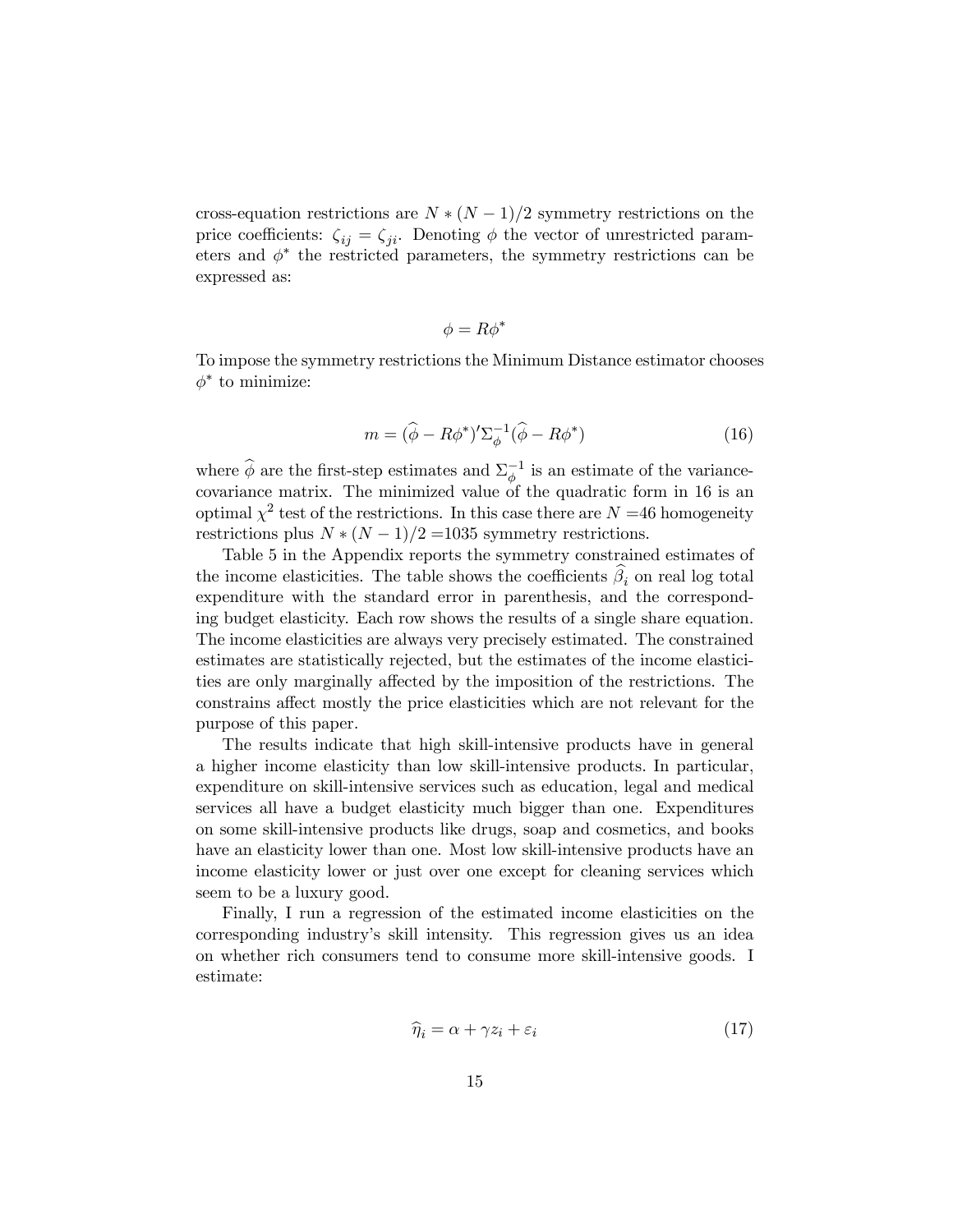cross-equation restrictions are $N * (N-1)/2$ symmetry restrictions on the price coefficients: $\zeta_{ij} = \zeta_{ji}$. Denoting $\phi$ the vector of unrestricted parameters and $\phi^*$ the restricted parameters, the symmetry restrictions can be expressed as:

$$\phi = R\phi^*$$

To impose the symmetry restrictions the Minimum Distance estimator chooses $\phi^*$ to minimize:

$$m = (\widehat{\phi} - R\phi^*)'\Sigma_{\phi}^{-1}(\widehat{\phi} - R\phi^*) \tag{16}$$

where $\widehat{\phi}$ are the first-step estimates and $\Sigma_{\phi}^{-1}$ is an estimate of the variance-covariance matrix. The minimized value of the quadratic form in 16 is an optimal $\chi^2$ test of the restrictions. In this case there are $N$ =46 homogeneity restrictions plus $N * (N-1)/2$ =1035 symmetry restrictions.

Table 5 in the Appendix reports the symmetry constrained estimates of the income elasticities. The table shows the coefficients $\widehat{\beta}_i$ on real log total expenditure with the standard error in parenthesis, and the corresponding budget elasticity. Each row shows the results of a single share equation. The income elasticities are always very precisely estimated. The constrained estimates are statistically rejected, but the estimates of the income elasticities are only marginally affected by the imposition of the restrictions. The constrains affect mostly the price elasticities which are not relevant for the purpose of this paper.

The results indicate that high skill-intensive products have in general a higher income elasticity than low skill-intensive products. In particular, expenditure on skill-intensive services such as education, legal and medical services all have a budget elasticity much bigger than one. Expenditures on some skill-intensive products like drugs, soap and cosmetics, and books have an elasticity lower than one. Most low skill-intensive products have an income elasticity lower or just over one except for cleaning services which seem to be a luxury good.

Finally, I run a regression of the estimated income elasticities on the corresponding industry's skill intensity. This regression gives us an idea on whether rich consumers tend to consume more skill-intensive goods. I estimate:

$$\widehat{\eta}_i = \alpha + \gamma z_i + \varepsilon_i \tag{17}$$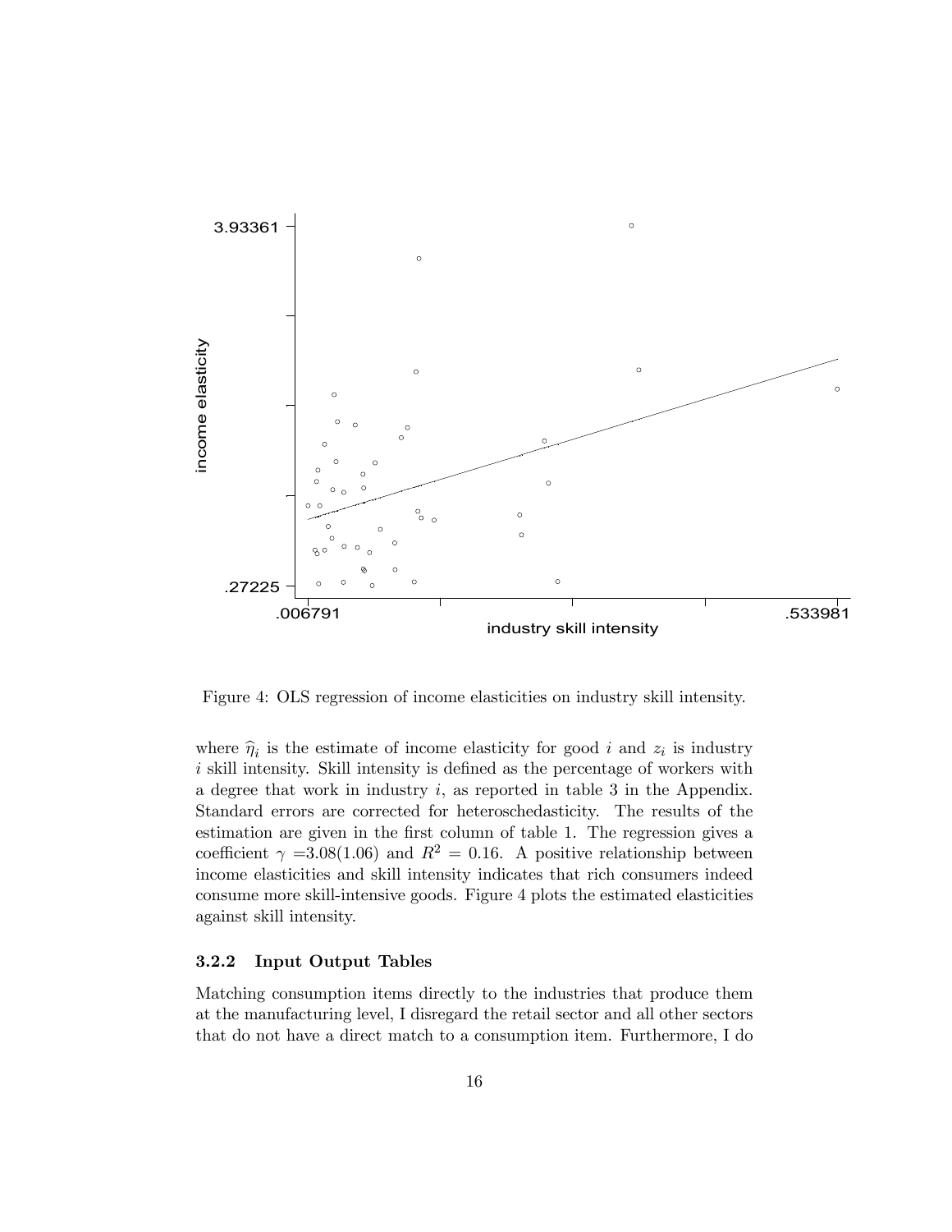Figure 4: OLS regression of income elasticities on industry skill intensity.

where $\widehat{\eta}_i$ is the estimate of income elasticity for good $i$ and $z_i$ is industry $i$ skill intensity. Skill intensity is defined as the percentage of workers with a degree that work in industry $i$, as reported in table 3 in the Appendix. Standard errors are corrected for heteroschedasticity. The results of the estimation are given in the first column of table 1. The regression gives a coefficient $\gamma$ =3.08(1.06) and $R^2 = 0.16$. A positive relationship between income elasticities and skill intensity indicates that rich consumers indeed consume more skill-intensive goods. Figure 4 plots the estimated elasticities against skill intensity.

#### 3.2.2 Input Output Tables

Matching consumption items directly to the industries that produce them at the manufacturing level, I disregard the retail sector and all other sectors that do not have a direct match to a consumption item. Furthermore, I do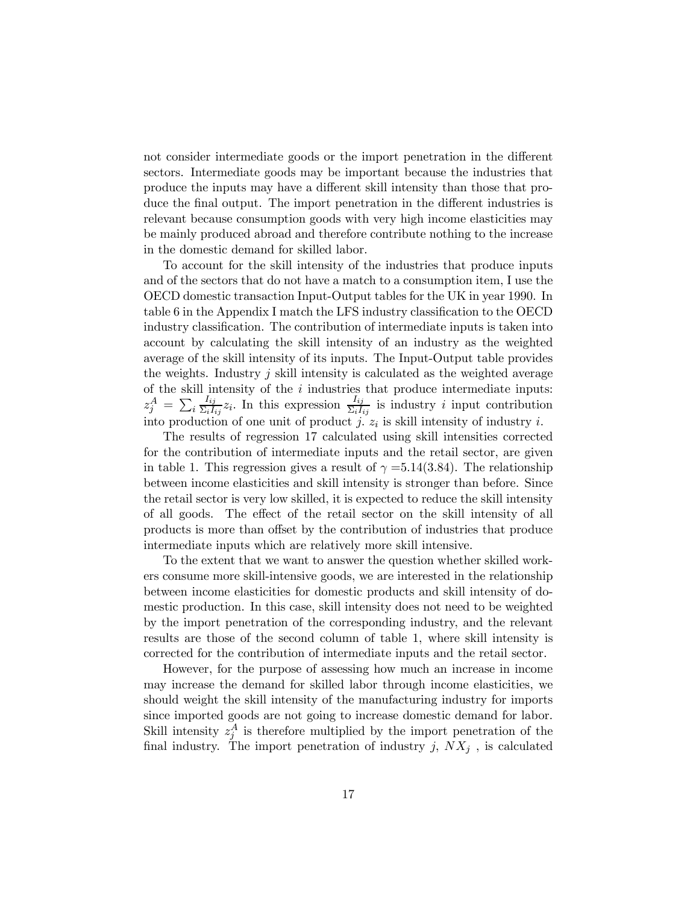not consider intermediate goods or the import penetration in the different sectors. Intermediate goods may be important because the industries that produce the inputs may have a different skill intensity than those that produce the final output. The import penetration in the different industries is relevant because consumption goods with very high income elasticities may be mainly produced abroad and therefore contribute nothing to the increase in the domestic demand for skilled labor.

To account for the skill intensity of the industries that produce inputs and of the sectors that do not have a match to a consumption item, I use the OECD domestic transaction Input-Output tables for the UK in year 1990. In table 6 in the Appendix I match the LFS industry classification to the OECD industry classification. The contribution of intermediate inputs is taken into account by calculating the skill intensity of an industry as the weighted average of the skill intensity of its inputs. The Input-Output table provides the weights. Industry $j$ skill intensity is calculated as the weighted average of the skill intensity of the $i$ industries that produce intermediate inputs: $z_j^A = \sum_i \frac{I_{ij}}{\Sigma_i I_{ij}} z_i$. In this expression $\frac{I_{ij}}{\Sigma_i I_{ij}}$ is industry $i$ input contribution into production of one unit of product $j$. $z_i$ is skill intensity of industry $i$.

The results of regression 17 calculated using skill intensities corrected for the contribution of intermediate inputs and the retail sector, are given in table 1. This regression gives a result of $\gamma = 5.14(3.84)$. The relationship between income elasticities and skill intensity is stronger than before. Since the retail sector is very low skilled, it is expected to reduce the skill intensity of all goods. The effect of the retail sector on the skill intensity of all products is more than offset by the contribution of industries that produce intermediate inputs which are relatively more skill intensive.

To the extent that we want to answer the question whether skilled workers consume more skill-intensive goods, we are interested in the relationship between income elasticities for domestic products and skill intensity of domestic production. In this case, skill intensity does not need to be weighted by the import penetration of the corresponding industry, and the relevant results are those of the second column of table 1, where skill intensity is corrected for the contribution of intermediate inputs and the retail sector.

However, for the purpose of assessing how much an increase in income may increase the demand for skilled labor through income elasticities, we should weight the skill intensity of the manufacturing industry for imports since imported goods are not going to increase domestic demand for labor. Skill intensity $z_j^A$ is therefore multiplied by the import penetration of the final industry. The import penetration of industry $j$, $NX_j$ , is calculated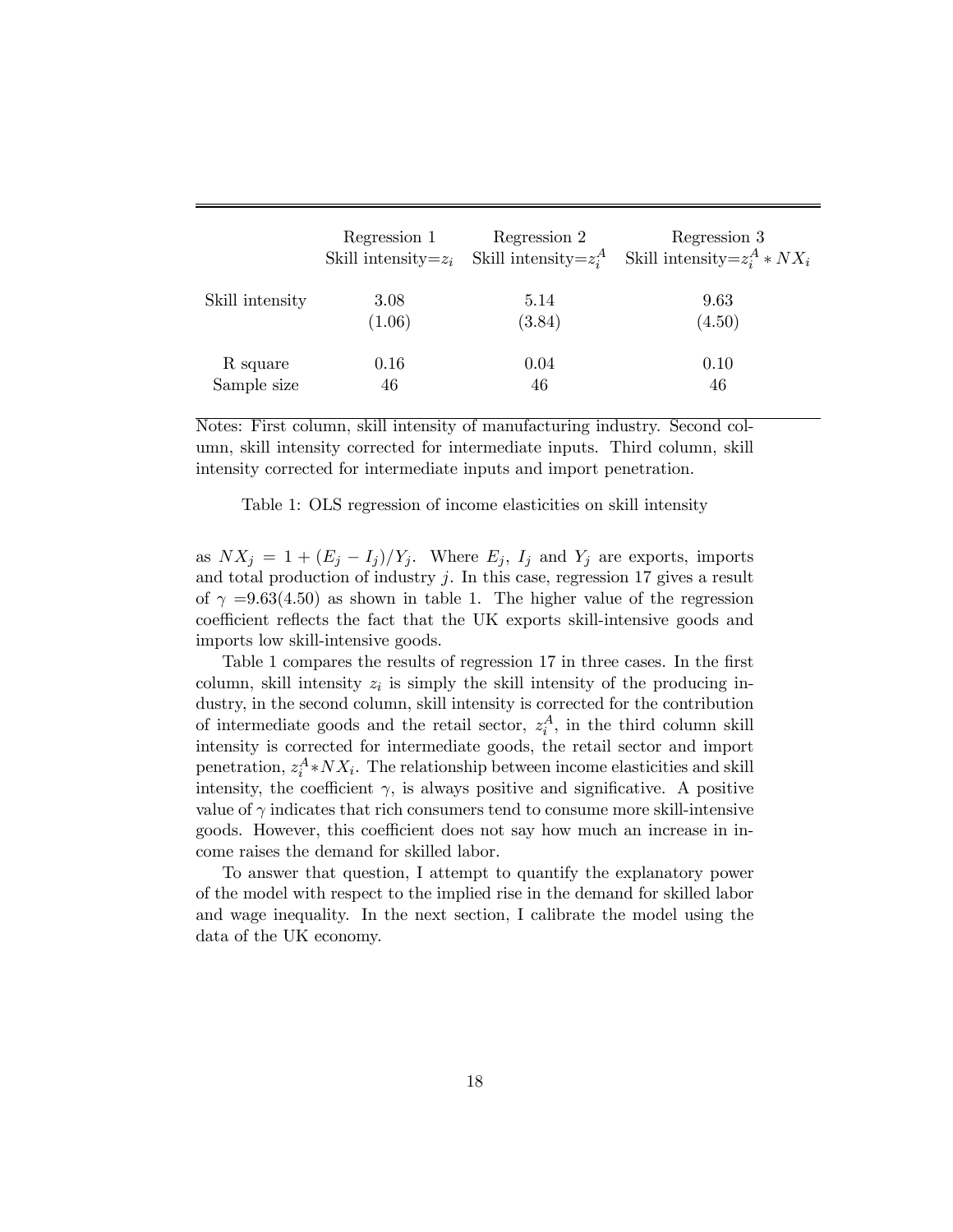| | Regression 1 Skill intensity=$z_i$ | Regression 2 Skill intensity=$z_i^A$ | Regression 3 Skill intensity=$z_i^A * NX_i$ |
|---|---|---|---|
| Skill intensity | 3.08 | 5.14 | 9.63 |
| | (1.06) | (3.84) | (4.50) |
| R square | 0.16 | 0.04 | 0.10 |
| Sample size | 46 | 46 | 46 |

Notes: First column, skill intensity of manufacturing industry. Second column, skill intensity corrected for intermediate inputs. Third column, skill intensity corrected for intermediate inputs and import penetration.

Table 1: OLS regression of income elasticities on skill intensity

as $NX_j = 1 + (E_j - I_j)/Y_j$. Where $E_j$, $I_j$ and $Y_j$ are exports, imports and total production of industry $j$. In this case, regression 17 gives a result of $\gamma$ =9.63(4.50) as shown in table 1. The higher value of the regression coefficient reflects the fact that the UK exports skill-intensive goods and imports low skill-intensive goods.

Table 1 compares the results of regression 17 in three cases. In the first column, skill intensity $z_i$ is simply the skill intensity of the producing industry, in the second column, skill intensity is corrected for the contribution of intermediate goods and the retail sector, $z_i^A$, in the third column skill intensity is corrected for intermediate goods, the retail sector and import penetration, $z_i^A * NX_i$. The relationship between income elasticities and skill intensity, the coefficient $\gamma$, is always positive and significative. A positive value of $\gamma$ indicates that rich consumers tend to consume more skill-intensive goods. However, this coefficient does not say how much an increase in income raises the demand for skilled labor.

To answer that question, I attempt to quantify the explanatory power of the model with respect to the implied rise in the demand for skilled labor and wage inequality. In the next section, I calibrate the model using the data of the UK economy.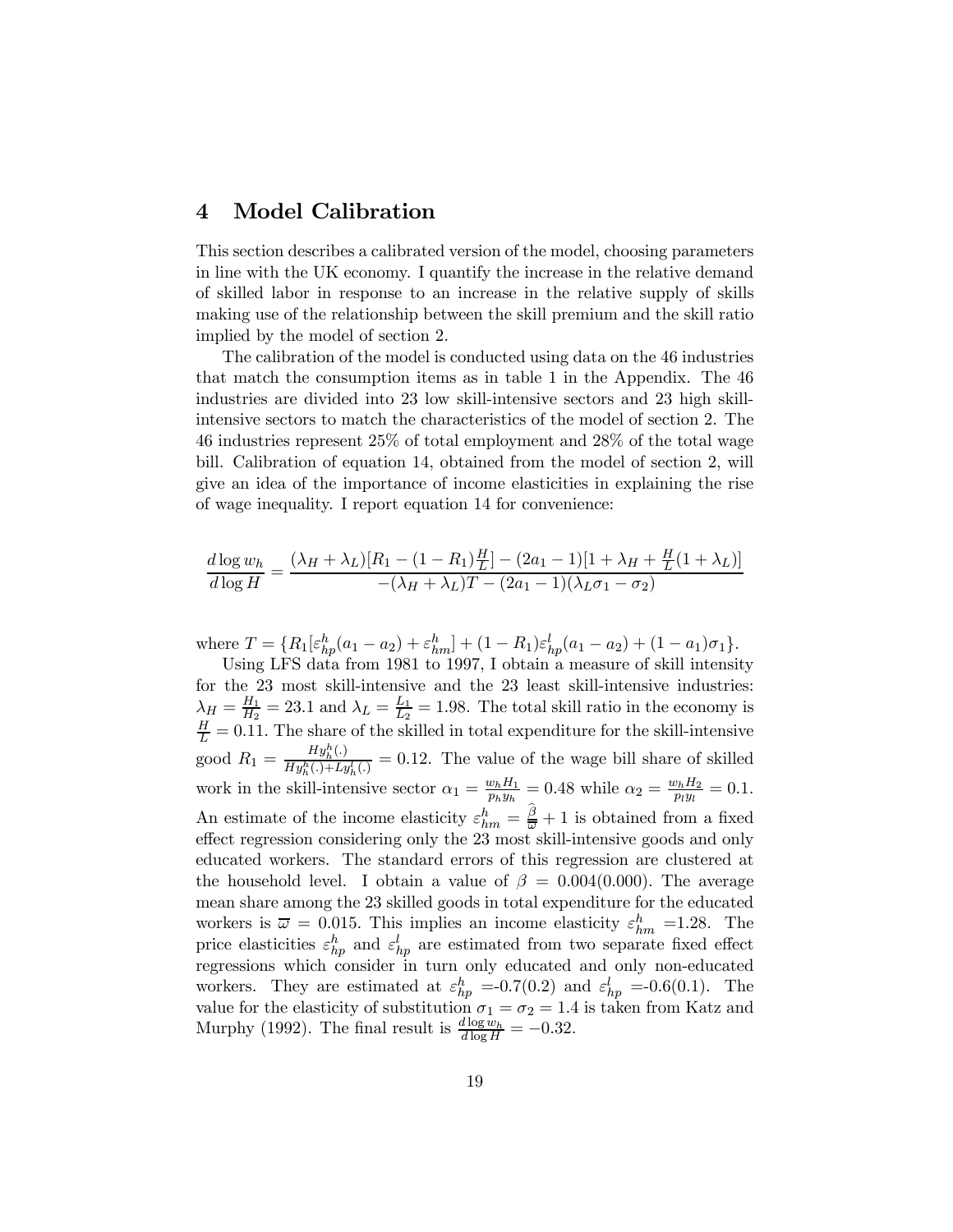# 4 Model Calibration

This section describes a calibrated version of the model, choosing parameters in line with the UK economy. I quantify the increase in the relative demand of skilled labor in response to an increase in the relative supply of skills making use of the relationship between the skill premium and the skill ratio implied by the model of section 2.

The calibration of the model is conducted using data on the 46 industries that match the consumption items as in table 1 in the Appendix. The 46 industries are divided into 23 low skill-intensive sectors and 23 high skill-intensive sectors to match the characteristics of the model of section 2. The 46 industries represent 25% of total employment and 28% of the total wage bill. Calibration of equation 14, obtained from the model of section 2, will give an idea of the importance of income elasticities in explaining the rise of wage inequality. I report equation 14 for convenience:

$$\frac{d\log w_h}{d\log H} = \frac{(\lambda_H + \lambda_L)[R_1 - (1-R_1)\frac{H}{L}] - (2a_1 - 1)[1 + \lambda_H + \frac{H}{L}(1+\lambda_L)]}{-(\lambda_H + \lambda_L)T - (2a_1 - 1)(\lambda_L \sigma_1 - \sigma_2)}$$

where $T = \{R_1[\varepsilon^h_{hp}(a_1 - a_2) + \varepsilon^h_{hm}] + (1-R_1)\varepsilon^l_{hp}(a_1 - a_2) + (1-a_1)\sigma_1\}$.

Using LFS data from 1981 to 1997, I obtain a measure of skill intensity for the 23 most skill-intensive and the 23 least skill-intensive industries: $\lambda_H = \frac{H_1}{H_2} = 23.1$ and $\lambda_L = \frac{L_1}{L_2} = 1.98$. The total skill ratio in the economy is $\frac{H}{L} = 0.11$. The share of the skilled in total expenditure for the skill-intensive good $R_1 = \frac{Hy^h_h(.)}{Hy^h_h(.)+Ly^l_h(.)} = 0.12$. The value of the wage bill share of skilled work in the skill-intensive sector $\alpha_1 = \frac{w_h H_1}{p_h y_h} = 0.48$ while $\alpha_2 = \frac{w_h H_2}{p_l y_l} = 0.1$. An estimate of the income elasticity $\varepsilon^h_{hm} = \frac{\widehat{\beta}}{\overline{\varpi}} + 1$ is obtained from a fixed effect regression considering only the 23 most skill-intensive goods and only educated workers. The standard errors of this regression are clustered at the household level. I obtain a value of $\beta = 0.004(0.000)$. The average mean share among the 23 skilled goods in total expenditure for the educated workers is $\overline{\varpi} = 0.015$. This implies an income elasticity $\varepsilon^h_{hm} = 1.28$. The price elasticities $\varepsilon^h_{hp}$ and $\varepsilon^l_{hp}$ are estimated from two separate fixed effect regressions which consider in turn only educated and only non-educated workers. They are estimated at $\varepsilon^h_{hp} = -0.7(0.2)$ and $\varepsilon^l_{hp} = -0.6(0.1)$. The value for the elasticity of substitution $\sigma_1 = \sigma_2 = 1.4$ is taken from Katz and Murphy (1992). The final result is $\frac{d\log w_h}{d\log H} = -0.32$.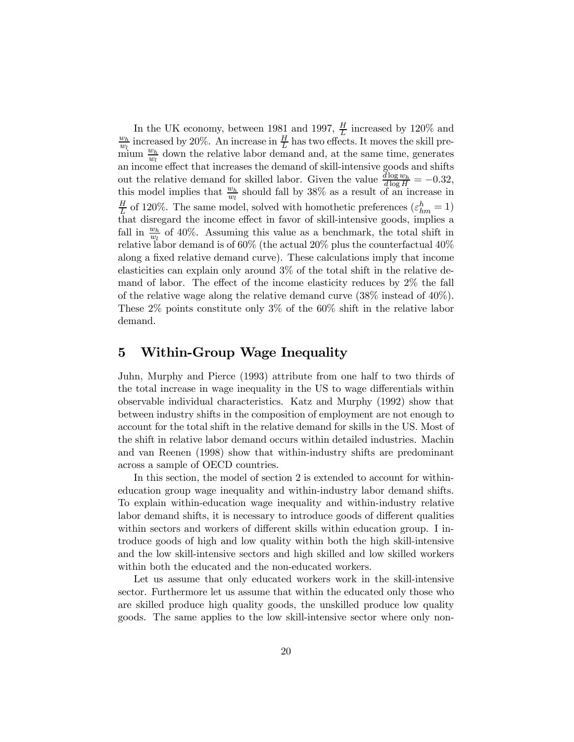In the UK economy, between 1981 and 1997, $\frac{H}{L}$ increased by 120% and $\frac{w_h}{w_l}$ increased by 20%. An increase in $\frac{H}{L}$ has two effects. It moves the skill premium $\frac{w_h}{w_l}$ down the relative labor demand and, at the same time, generates an income effect that increases the demand of skill-intensive goods and shifts out the relative demand for skilled labor. Given the value $\frac{d \log w_h}{d \log H} = -0.32$, this model implies that $\frac{w_h}{w_l}$ should fall by 38% as a result of an increase in $\frac{H}{L}$ of 120%. The same model, solved with homothetic preferences ($\varepsilon_{hm}^{h} = 1$) that disregard the income effect in favor of skill-intensive goods, implies a fall in $\frac{w_h}{w_l}$ of 40%. Assuming this value as a benchmark, the total shift in relative labor demand is of 60% (the actual 20% plus the counterfactual 40% along a fixed relative demand curve). These calculations imply that income elasticities can explain only around 3% of the total shift in the relative demand of labor. The effect of the income elasticity reduces by 2% the fall of the relative wage along the relative demand curve (38% instead of 40%). These 2% points constitute only 3% of the 60% shift in the relative labor demand.

# 5 Within-Group Wage Inequality

Juhn, Murphy and Pierce (1993) attribute from one half to two thirds of the total increase in wage inequality in the US to wage differentials within observable individual characteristics. Katz and Murphy (1992) show that between industry shifts in the composition of employment are not enough to account for the total shift in the relative demand for skills in the US. Most of the shift in relative labor demand occurs within detailed industries. Machin and van Reenen (1998) show that within-industry shifts are predominant across a sample of OECD countries.

In this section, the model of section 2 is extended to account for within-education group wage inequality and within-industry labor demand shifts. To explain within-education wage inequality and within-industry relative labor demand shifts, it is necessary to introduce goods of different qualities within sectors and workers of different skills within education group. I introduce goods of high and low quality within both the high skill-intensive and the low skill-intensive sectors and high skilled and low skilled workers within both the educated and the non-educated workers.

Let us assume that only educated workers work in the skill-intensive sector. Furthermore let us assume that within the educated only those who are skilled produce high quality goods, the unskilled produce low quality goods. The same applies to the low skill-intensive sector where only non-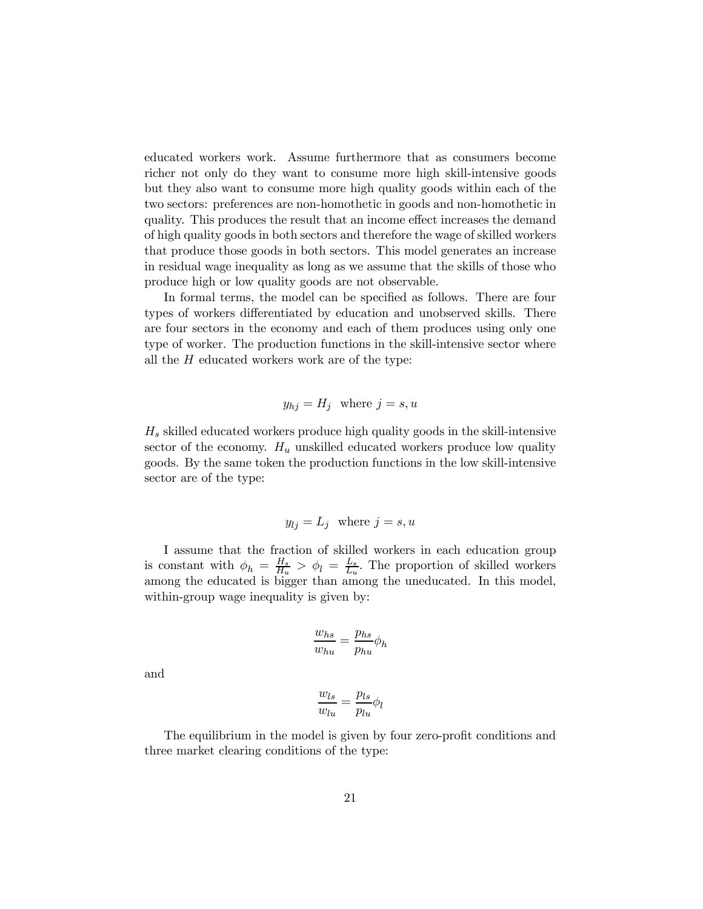educated workers work. Assume furthermore that as consumers become richer not only do they want to consume more high skill-intensive goods but they also want to consume more high quality goods within each of the two sectors: preferences are non-homothetic in goods and non-homothetic in quality. This produces the result that an income effect increases the demand of high quality goods in both sectors and therefore the wage of skilled workers that produce those goods in both sectors. This model generates an increase in residual wage inequality as long as we assume that the skills of those who produce high or low quality goods are not observable.

In formal terms, the model can be specified as follows. There are four types of workers differentiated by education and unobserved skills. There are four sectors in the economy and each of them produces using only one type of worker. The production functions in the skill-intensive sector where all the $H$ educated workers work are of the type:

$$y_{hj} = H_j \quad \text{where } j = s, u$$

$H_s$ skilled educated workers produce high quality goods in the skill-intensive sector of the economy. $H_u$ unskilled educated workers produce low quality goods. By the same token the production functions in the low skill-intensive sector are of the type:

$$y_{lj} = L_j \quad \text{where } j = s, u$$

I assume that the fraction of skilled workers in each education group is constant with $\phi_h = \frac{H_s}{H_u} > \phi_l = \frac{L_s}{L_u}$. The proportion of skilled workers among the educated is bigger than among the uneducated. In this model, within-group wage inequality is given by:

$$\frac{w_{hs}}{w_{hu}} = \frac{p_{hs}}{p_{hu}} \phi_h$$

and

$$\frac{w_{ls}}{w_{lu}} = \frac{p_{ls}}{p_{lu}} \phi_l$$

The equilibrium in the model is given by four zero-profit conditions and three market clearing conditions of the type: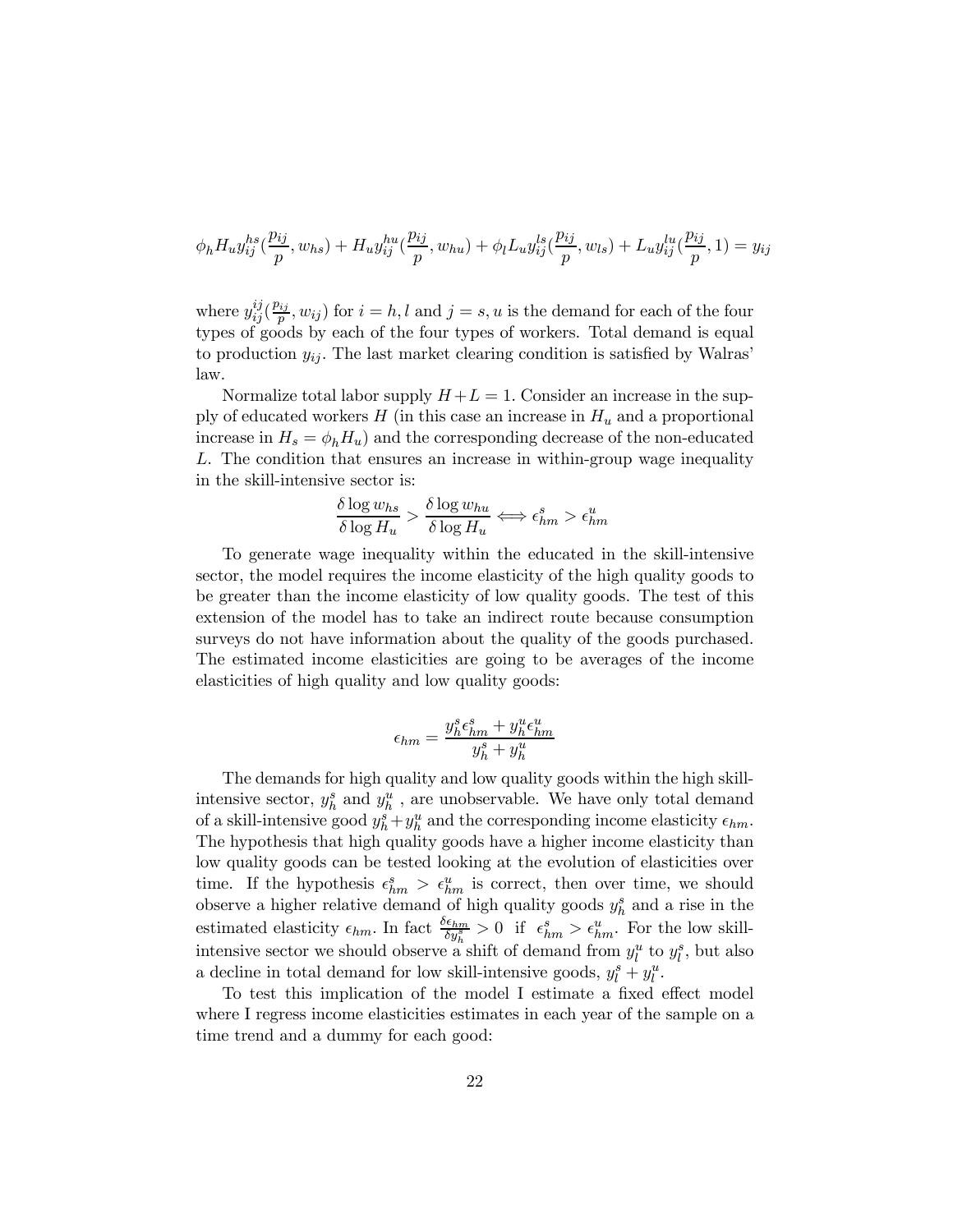$$\phi_h H_u y_{ij}^{hs}(\frac{p_{ij}}{p}, w_{hs}) + H_u y_{ij}^{hu}(\frac{p_{ij}}{p}, w_{hu}) + \phi_l L_u y_{ij}^{ls}(\frac{p_{ij}}{p}, w_{ls}) + L_u y_{ij}^{lu}(\frac{p_{ij}}{p}, 1) = y_{ij}$$

where $y_{ij}^{ij}(\frac{p_{ij}}{p}, w_{ij})$ for $i = h, l$ and $j = s, u$ is the demand for each of the four types of goods by each of the four types of workers. Total demand is equal to production $y_{ij}$. The last market clearing condition is satisfied by Walras' law.

Normalize total labor supply $H + L = 1$. Consider an increase in the supply of educated workers $H$ (in this case an increase in $H_u$ and a proportional increase in $H_s = \phi_h H_u$) and the corresponding decrease of the non-educated $L$. The condition that ensures an increase in within-group wage inequality in the skill-intensive sector is:

$$\frac{\delta \log w_{hs}}{\delta \log H_u} > \frac{\delta \log w_{hu}}{\delta \log H_u} \Longleftrightarrow \epsilon_{hm}^s > \epsilon_{hm}^u$$

To generate wage inequality within the educated in the skill-intensive sector, the model requires the income elasticity of the high quality goods to be greater than the income elasticity of low quality goods. The test of this extension of the model has to take an indirect route because consumption surveys do not have information about the quality of the goods purchased. The estimated income elasticities are going to be averages of the income elasticities of high quality and low quality goods:

$$\epsilon_{hm} = \frac{y_h^s \epsilon_{hm}^s + y_h^u \epsilon_{hm}^u}{y_h^s + y_h^u}$$

The demands for high quality and low quality goods within the high skill-intensive sector, $y_h^s$ and $y_h^u$ , are unobservable. We have only total demand of a skill-intensive good $y_h^s + y_h^u$ and the corresponding income elasticity $\epsilon_{hm}$. The hypothesis that high quality goods have a higher income elasticity than low quality goods can be tested looking at the evolution of elasticities over time. If the hypothesis $\epsilon_{hm}^s > \epsilon_{hm}^u$ is correct, then over time, we should observe a higher relative demand of high quality goods $y_h^s$ and a rise in the estimated elasticity $\epsilon_{hm}$. In fact $\frac{\delta \epsilon_{hm}}{\delta y_h^s} > 0$ if $\epsilon_{hm}^s > \epsilon_{hm}^u$. For the low skill-intensive sector we should observe a shift of demand from $y_l^u$ to $y_l^s$, but also a decline in total demand for low skill-intensive goods, $y_l^s + y_l^u$.

To test this implication of the model I estimate a fixed effect model where I regress income elasticities estimates in each year of the sample on a time trend and a dummy for each good: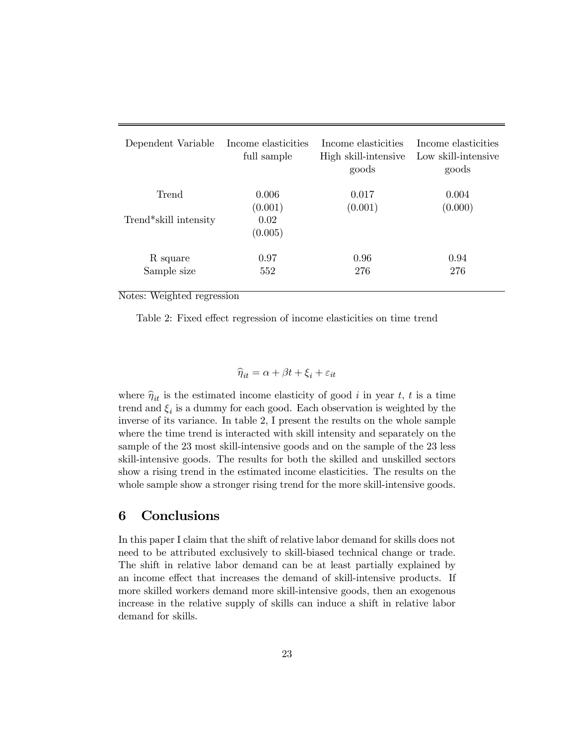| Dependent Variable | Income elasticities full sample | Income elasticities High skill-intensive goods | Income elasticities Low skill-intensive goods |
|---|---|---|---|
| Trend | 0.006 | 0.017 | 0.004 |
| | (0.001) | (0.001) | (0.000) |
| Trend*skill intensity | 0.02 | | |
| | (0.005) | | |
| R square | 0.97 | 0.96 | 0.94 |
| Sample size | 552 | 276 | 276 |

Notes: Weighted regression

Table 2: Fixed effect regression of income elasticities on time trend

$$\widehat{\eta}_{it} = \alpha + \beta t + \xi_i + \varepsilon_{it}$$

where $\widehat{\eta}_{it}$ is the estimated income elasticity of good $i$ in year $t$, $t$ is a time trend and $\xi_i$ is a dummy for each good. Each observation is weighted by the inverse of its variance. In table 2, I present the results on the whole sample where the time trend is interacted with skill intensity and separately on the sample of the 23 most skill-intensive goods and on the sample of the 23 less skill-intensive goods. The results for both the skilled and unskilled sectors show a rising trend in the estimated income elasticities. The results on the whole sample show a stronger rising trend for the more skill-intensive goods.

## 6 Conclusions

In this paper I claim that the shift of relative labor demand for skills does not need to be attributed exclusively to skill-biased technical change or trade. The shift in relative labor demand can be at least partially explained by an income effect that increases the demand of skill-intensive products. If more skilled workers demand more skill-intensive goods, then an exogenous increase in the relative supply of skills can induce a shift in relative labor demand for skills.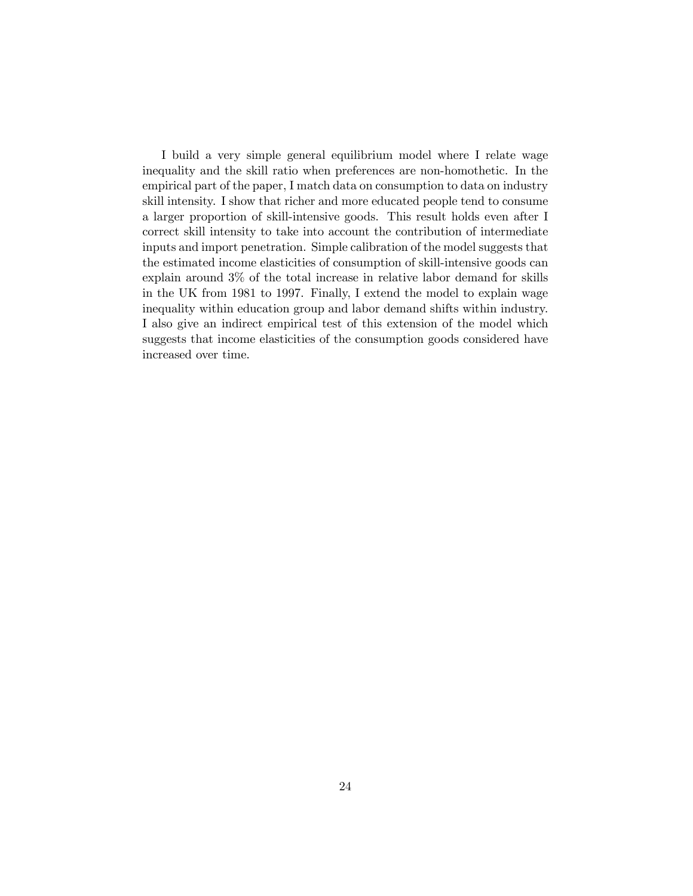I build a very simple general equilibrium model where I relate wage inequality and the skill ratio when preferences are non-homothetic. In the empirical part of the paper, I match data on consumption to data on industry skill intensity. I show that richer and more educated people tend to consume a larger proportion of skill-intensive goods. This result holds even after I correct skill intensity to take into account the contribution of intermediate inputs and import penetration. Simple calibration of the model suggests that the estimated income elasticities of consumption of skill-intensive goods can explain around 3% of the total increase in relative labor demand for skills in the UK from 1981 to 1997. Finally, I extend the model to explain wage inequality within education group and labor demand shifts within industry. I also give an indirect empirical test of this extension of the model which suggests that income elasticities of the consumption goods considered have increased over time.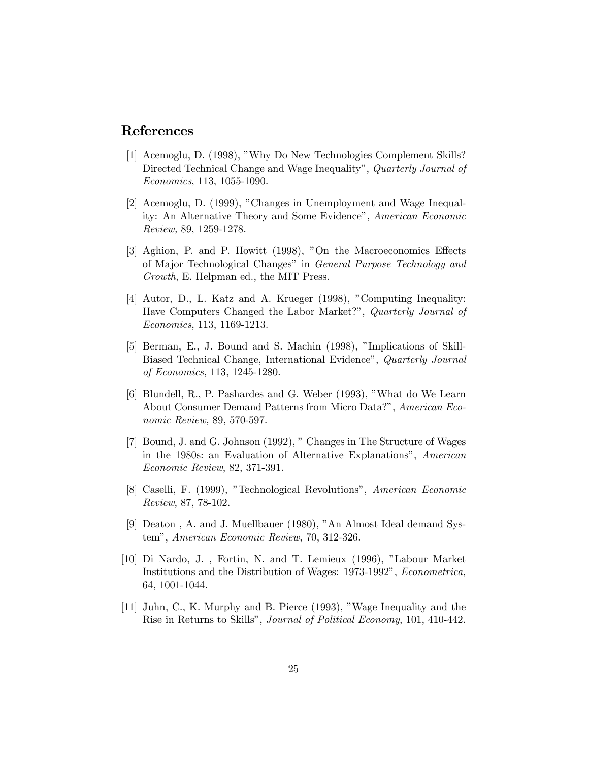## References

[1] Acemoglu, D. (1998), "Why Do New Technologies Complement Skills? Directed Technical Change and Wage Inequality", *Quarterly Journal of Economics*, 113, 1055-1090.

[2] Acemoglu, D. (1999), "Changes in Unemployment and Wage Inequality: An Alternative Theory and Some Evidence", *American Economic Review,* 89, 1259-1278.

[3] Aghion, P. and P. Howitt (1998), "On the Macroeconomics Effects of Major Technological Changes" in *General Purpose Technology and Growth*, E. Helpman ed., the MIT Press.

[4] Autor, D., L. Katz and A. Krueger (1998), "Computing Inequality: Have Computers Changed the Labor Market?", *Quarterly Journal of Economics*, 113, 1169-1213.

[5] Berman, E., J. Bound and S. Machin (1998), "Implications of Skill-Biased Technical Change, International Evidence", *Quarterly Journal of Economics*, 113, 1245-1280.

[6] Blundell, R., P. Pashardes and G. Weber (1993), "What do We Learn About Consumer Demand Patterns from Micro Data?", *American Economic Review,* 89, 570-597.

[7] Bound, J. and G. Johnson (1992), " Changes in The Structure of Wages in the 1980s: an Evaluation of Alternative Explanations", *American Economic Review*, 82, 371-391.

[8] Caselli, F. (1999), "Technological Revolutions", *American Economic Review*, 87, 78-102.

[9] Deaton , A. and J. Muellbauer (1980), "An Almost Ideal demand System", *American Economic Review*, 70, 312-326.

[10] Di Nardo, J. , Fortin, N. and T. Lemieux (1996), "Labour Market Institutions and the Distribution of Wages: 1973-1992", *Econometrica,* 64, 1001-1044.

[11] Juhn, C., K. Murphy and B. Pierce (1993), "Wage Inequality and the Rise in Returns to Skills", *Journal of Political Economy*, 101, 410-442.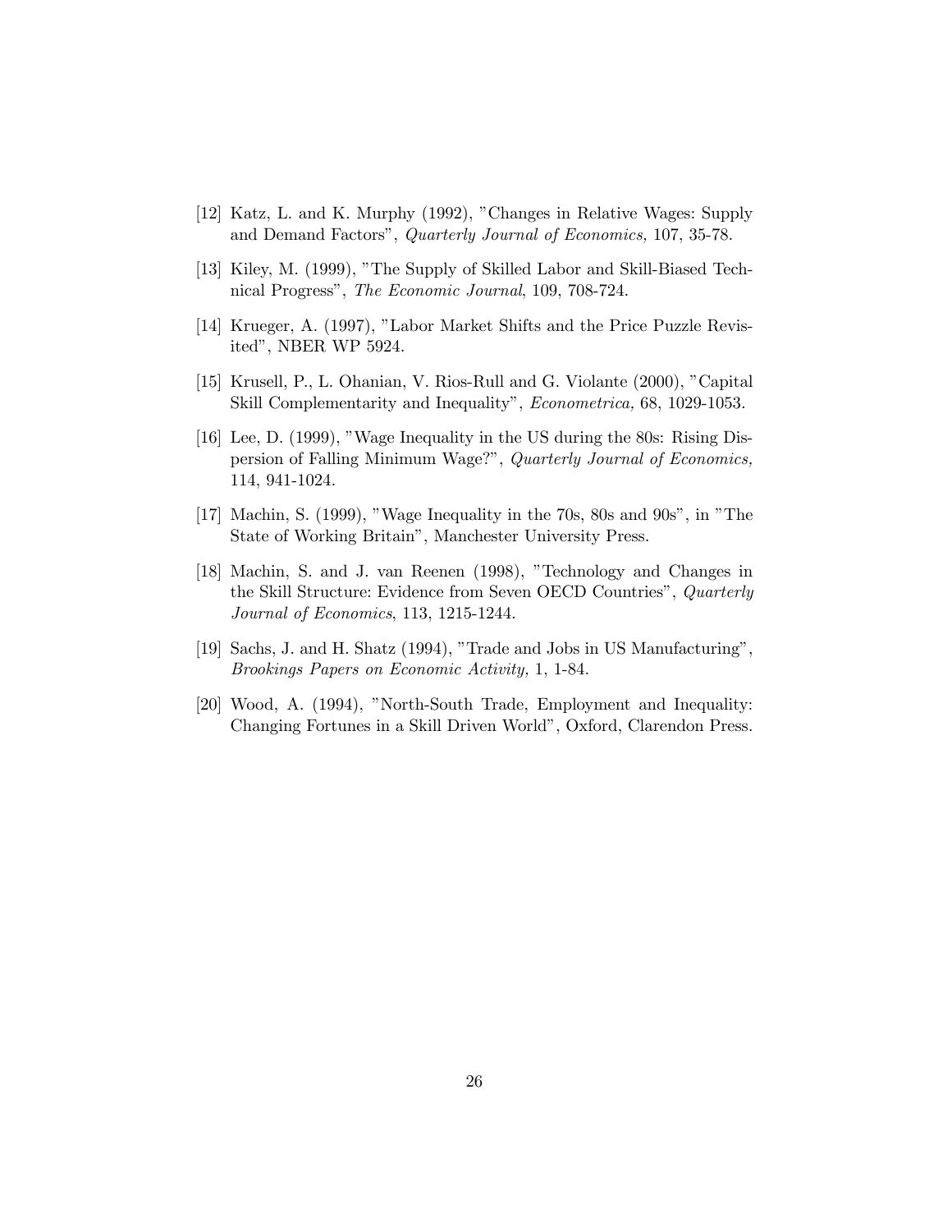[12] Katz, L. and K. Murphy (1992), "Changes in Relative Wages: Supply and Demand Factors", *Quarterly Journal of Economics,* 107, 35-78.

[13] Kiley, M. (1999), "The Supply of Skilled Labor and Skill-Biased Technical Progress", *The Economic Journal*, 109, 708-724.

[14] Krueger, A. (1997), "Labor Market Shifts and the Price Puzzle Revisited", NBER WP 5924.

[15] Krusell, P., L. Ohanian, V. Rios-Rull and G. Violante (2000), "Capital Skill Complementarity and Inequality", *Econometrica,* 68, 1029-1053.

[16] Lee, D. (1999), "Wage Inequality in the US during the 80s: Rising Dispersion of Falling Minimum Wage?", *Quarterly Journal of Economics,* 114, 941-1024.

[17] Machin, S. (1999), "Wage Inequality in the 70s, 80s and 90s", in "The State of Working Britain", Manchester University Press.

[18] Machin, S. and J. van Reenen (1998), "Technology and Changes in the Skill Structure: Evidence from Seven OECD Countries", *Quarterly Journal of Economics*, 113, 1215-1244.

[19] Sachs, J. and H. Shatz (1994), "Trade and Jobs in US Manufacturing", *Brookings Papers on Economic Activity,* 1, 1-84.

[20] Wood, A. (1994), "North-South Trade, Employment and Inequality: Changing Fortunes in a Skill Driven World", Oxford, Clarendon Press.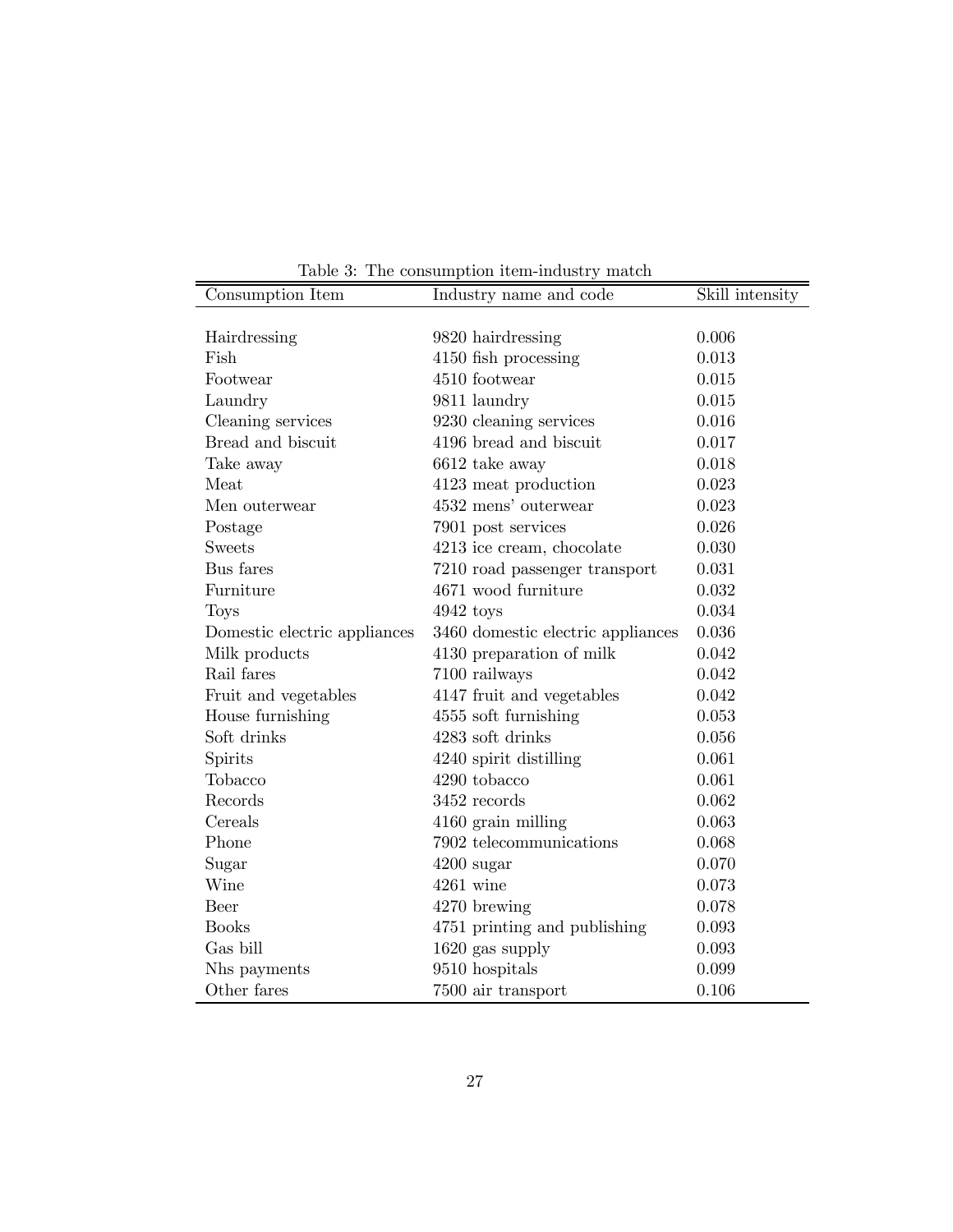Table 3: The consumption item-industry match

| Consumption Item | Industry name and code | Skill intensity |
|---|---|---|
| Hairdressing | 9820 hairdressing | 0.006 |
| Fish | 4150 fish processing | 0.013 |
| Footwear | 4510 footwear | 0.015 |
| Laundry | 9811 laundry | 0.015 |
| Cleaning services | 9230 cleaning services | 0.016 |
| Bread and biscuit | 4196 bread and biscuit | 0.017 |
| Take away | 6612 take away | 0.018 |
| Meat | 4123 meat production | 0.023 |
| Men outerwear | 4532 mens' outerwear | 0.023 |
| Postage | 7901 post services | 0.026 |
| Sweets | 4213 ice cream, chocolate | 0.030 |
| Bus fares | 7210 road passenger transport | 0.031 |
| Furniture | 4671 wood furniture | 0.032 |
| Toys | 4942 toys | 0.034 |
| Domestic electric appliances | 3460 domestic electric appliances | 0.036 |
| Milk products | 4130 preparation of milk | 0.042 |
| Rail fares | 7100 railways | 0.042 |
| Fruit and vegetables | 4147 fruit and vegetables | 0.042 |
| House furnishing | 4555 soft furnishing | 0.053 |
| Soft drinks | 4283 soft drinks | 0.056 |
| Spirits | 4240 spirit distilling | 0.061 |
| Tobacco | 4290 tobacco | 0.061 |
| Records | 3452 records | 0.062 |
| Cereals | 4160 grain milling | 0.063 |
| Phone | 7902 telecommunications | 0.068 |
| Sugar | 4200 sugar | 0.070 |
| Wine | 4261 wine | 0.073 |
| Beer | 4270 brewing | 0.078 |
| Books | 4751 printing and publishing | 0.093 |
| Gas bill | 1620 gas supply | 0.093 |
| Nhs payments | 9510 hospitals | 0.099 |
| Other fares | 7500 air transport | 0.106 |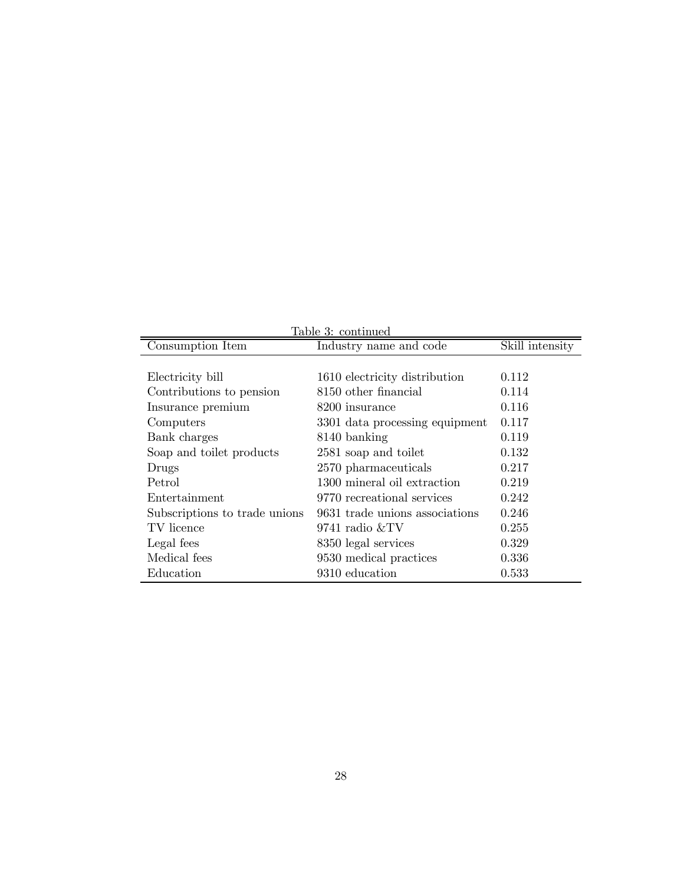Table 3: continued

| Consumption Item | Industry name and code | Skill intensity |
|---|---|---|
| Electricity bill | 1610 electricity distribution | 0.112 |
| Contributions to pension | 8150 other financial | 0.114 |
| Insurance premium | 8200 insurance | 0.116 |
| Computers | 3301 data processing equipment | 0.117 |
| Bank charges | 8140 banking | 0.119 |
| Soap and toilet products | 2581 soap and toilet | 0.132 |
| Drugs | 2570 pharmaceuticals | 0.217 |
| Petrol | 1300 mineral oil extraction | 0.219 |
| Entertainment | 9770 recreational services | 0.242 |
| Subscriptions to trade unions | 9631 trade unions associations | 0.246 |
| TV licence | 9741 radio &TV | 0.255 |
| Legal fees | 8350 legal services | 0.329 |
| Medical fees | 9530 medical practices | 0.336 |
| Education | 9310 education | 0.533 |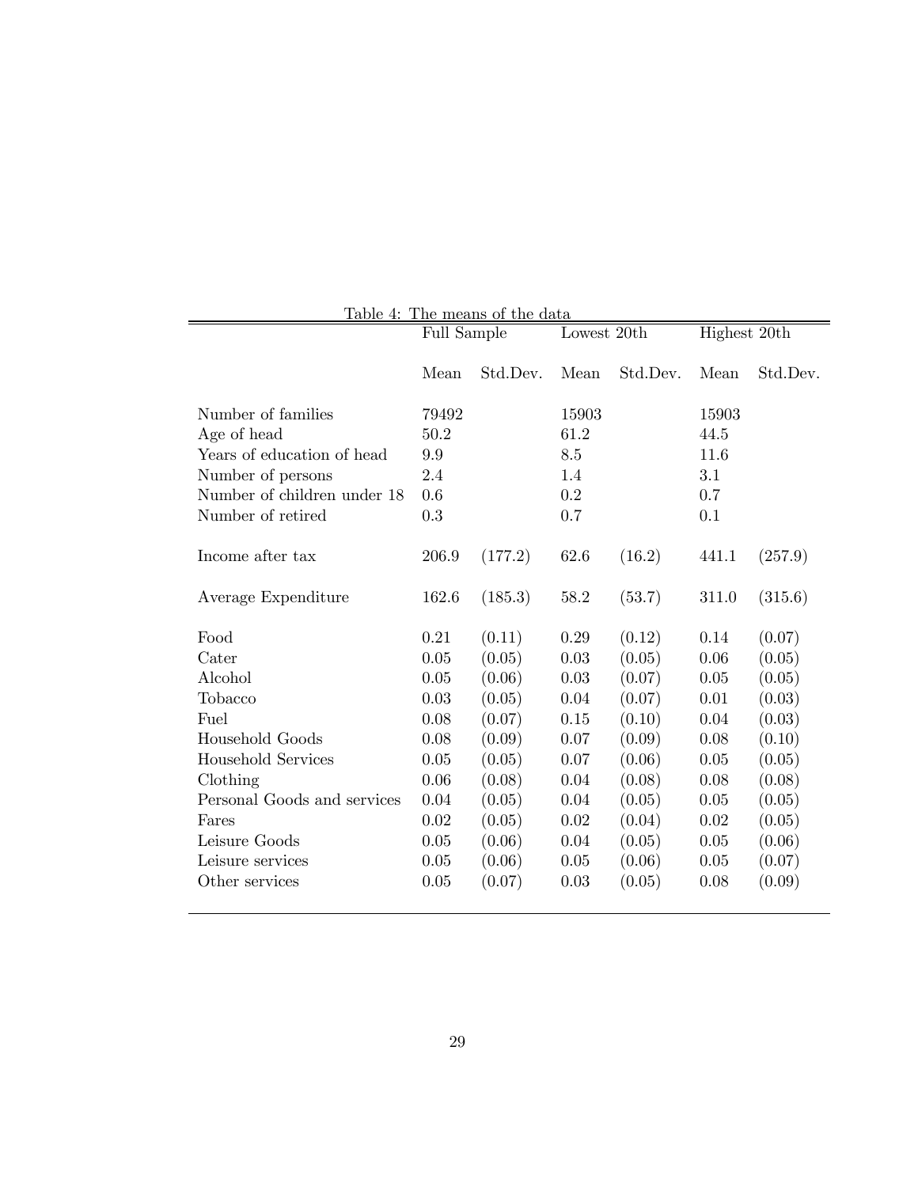Table 4: The means of the data

| | Full Sample | | Lowest 20th | | Highest 20th | |
|---|---|---|---|---|---|---|
| | Mean | Std.Dev. | Mean | Std.Dev. | Mean | Std.Dev. |
| Number of families | 79492 | | 15903 | | 15903 | |
| Age of head | 50.2 | | 61.2 | | 44.5 | |
| Years of education of head | 9.9 | | 8.5 | | 11.6 | |
| Number of persons | 2.4 | | 1.4 | | 3.1 | |
| Number of children under 18 | 0.6 | | 0.2 | | 0.7 | |
| Number of retired | 0.3 | | 0.7 | | 0.1 | |
| Income after tax | 206.9 | (177.2) | 62.6 | (16.2) | 441.1 | (257.9) |
| Average Expenditure | 162.6 | (185.3) | 58.2 | (53.7) | 311.0 | (315.6) |
| Food | 0.21 | (0.11) | 0.29 | (0.12) | 0.14 | (0.07) |
| Cater | 0.05 | (0.05) | 0.03 | (0.05) | 0.06 | (0.05) |
| Alcohol | 0.05 | (0.06) | 0.03 | (0.07) | 0.05 | (0.05) |
| Tobacco | 0.03 | (0.05) | 0.04 | (0.07) | 0.01 | (0.03) |
| Fuel | 0.08 | (0.07) | 0.15 | (0.10) | 0.04 | (0.03) |
| Household Goods | 0.08 | (0.09) | 0.07 | (0.09) | 0.08 | (0.10) |
| Household Services | 0.05 | (0.05) | 0.07 | (0.06) | 0.05 | (0.05) |
| Clothing | 0.06 | (0.08) | 0.04 | (0.08) | 0.08 | (0.08) |
| Personal Goods and services | 0.04 | (0.05) | 0.04 | (0.05) | 0.05 | (0.05) |
| Fares | 0.02 | (0.05) | 0.02 | (0.04) | 0.02 | (0.05) |
| Leisure Goods | 0.05 | (0.06) | 0.04 | (0.05) | 0.05 | (0.06) |
| Leisure services | 0.05 | (0.06) | 0.05 | (0.06) | 0.05 | (0.07) |
| Other services | 0.05 | (0.07) | 0.03 | (0.05) | 0.08 | (0.09) |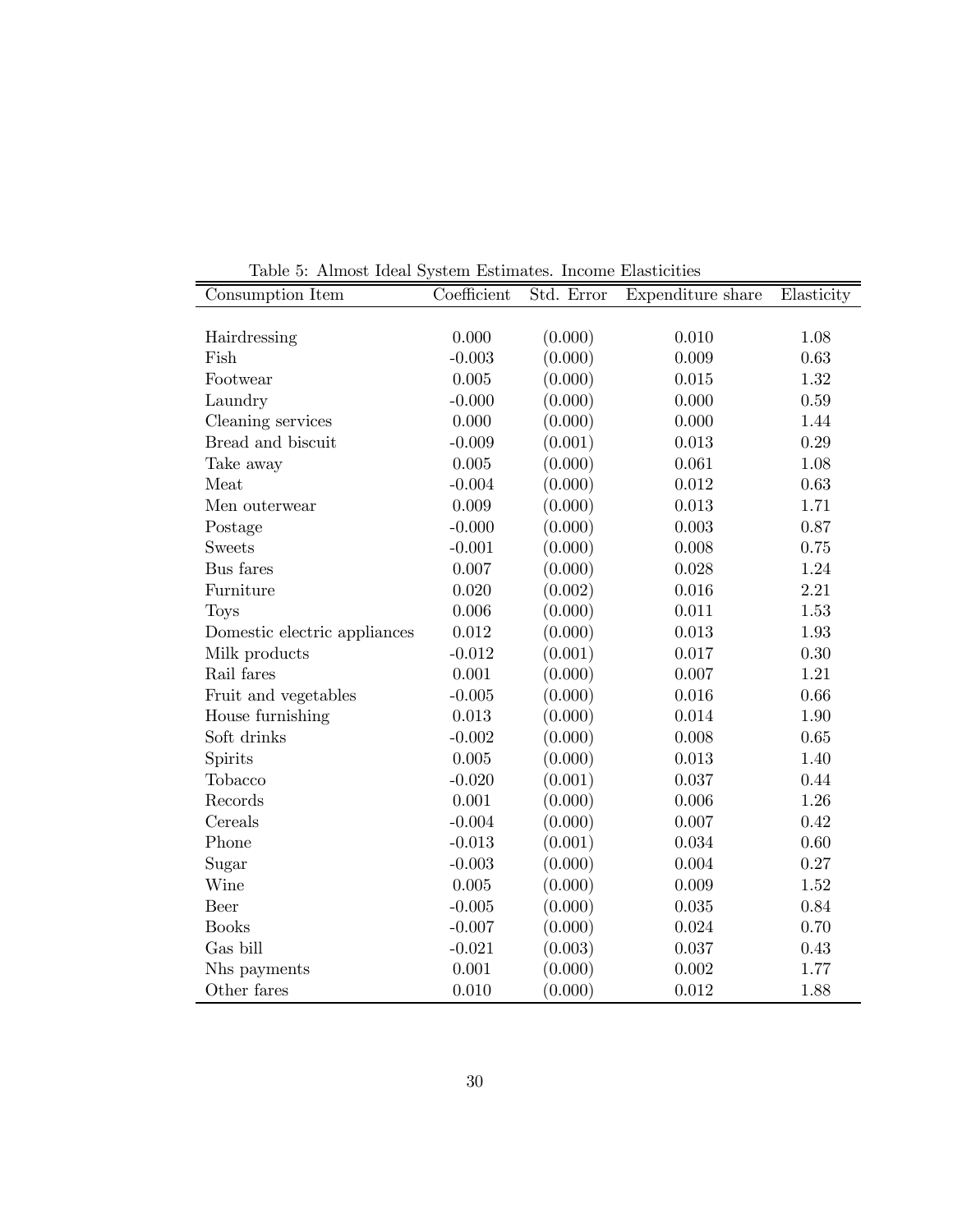Table 5: Almost Ideal System Estimates. Income Elasticities

| Consumption Item | Coefficient | Std. Error | Expenditure share | Elasticity |
|---|---|---|---|---|
| Hairdressing | 0.000 | (0.000) | 0.010 | 1.08 |
| Fish | -0.003 | (0.000) | 0.009 | 0.63 |
| Footwear | 0.005 | (0.000) | 0.015 | 1.32 |
| Laundry | -0.000 | (0.000) | 0.000 | 0.59 |
| Cleaning services | 0.000 | (0.000) | 0.000 | 1.44 |
| Bread and biscuit | -0.009 | (0.001) | 0.013 | 0.29 |
| Take away | 0.005 | (0.000) | 0.061 | 1.08 |
| Meat | -0.004 | (0.000) | 0.012 | 0.63 |
| Men outerwear | 0.009 | (0.000) | 0.013 | 1.71 |
| Postage | -0.000 | (0.000) | 0.003 | 0.87 |
| Sweets | -0.001 | (0.000) | 0.008 | 0.75 |
| Bus fares | 0.007 | (0.000) | 0.028 | 1.24 |
| Furniture | 0.020 | (0.002) | 0.016 | 2.21 |
| Toys | 0.006 | (0.000) | 0.011 | 1.53 |
| Domestic electric appliances | 0.012 | (0.000) | 0.013 | 1.93 |
| Milk products | -0.012 | (0.001) | 0.017 | 0.30 |
| Rail fares | 0.001 | (0.000) | 0.007 | 1.21 |
| Fruit and vegetables | -0.005 | (0.000) | 0.016 | 0.66 |
| House furnishing | 0.013 | (0.000) | 0.014 | 1.90 |
| Soft drinks | -0.002 | (0.000) | 0.008 | 0.65 |
| Spirits | 0.005 | (0.000) | 0.013 | 1.40 |
| Tobacco | -0.020 | (0.001) | 0.037 | 0.44 |
| Records | 0.001 | (0.000) | 0.006 | 1.26 |
| Cereals | -0.004 | (0.000) | 0.007 | 0.42 |
| Phone | -0.013 | (0.001) | 0.034 | 0.60 |
| Sugar | -0.003 | (0.000) | 0.004 | 0.27 |
| Wine | 0.005 | (0.000) | 0.009 | 1.52 |
| Beer | -0.005 | (0.000) | 0.035 | 0.84 |
| Books | -0.007 | (0.000) | 0.024 | 0.70 |
| Gas bill | -0.021 | (0.003) | 0.037 | 0.43 |
| Nhs payments | 0.001 | (0.000) | 0.002 | 1.77 |
| Other fares | 0.010 | (0.000) | 0.012 | 1.88 |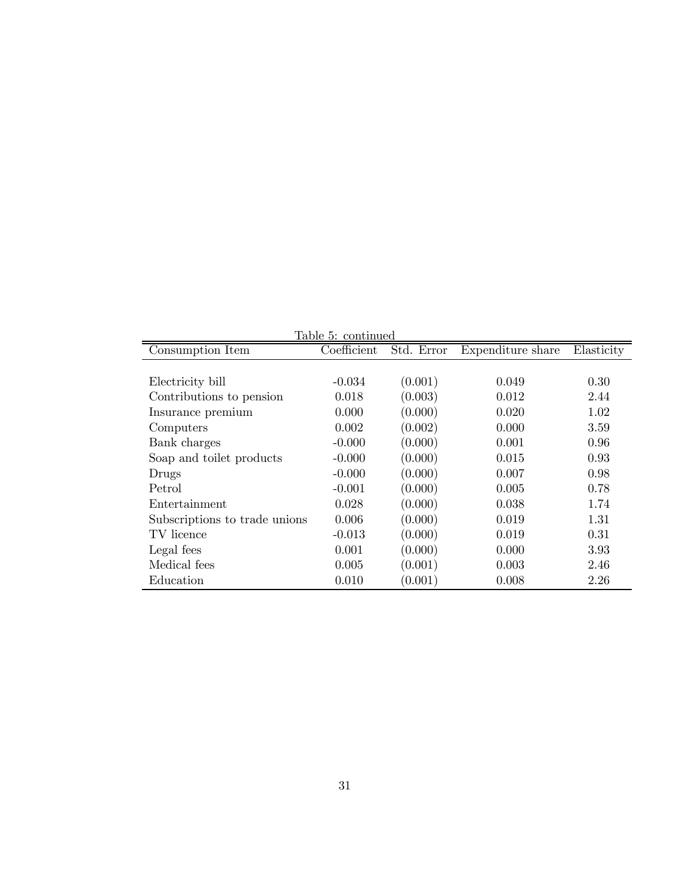Table 5: continued

| Consumption Item | Coefficient | Std. Error | Expenditure share | Elasticity |
|---|---|---|---|---|
| Electricity bill | -0.034 | (0.001) | 0.049 | 0.30 |
| Contributions to pension | 0.018 | (0.003) | 0.012 | 2.44 |
| Insurance premium | 0.000 | (0.000) | 0.020 | 1.02 |
| Computers | 0.002 | (0.002) | 0.000 | 3.59 |
| Bank charges | -0.000 | (0.000) | 0.001 | 0.96 |
| Soap and toilet products | -0.000 | (0.000) | 0.015 | 0.93 |
| Drugs | -0.000 | (0.000) | 0.007 | 0.98 |
| Petrol | -0.001 | (0.000) | 0.005 | 0.78 |
| Entertainment | 0.028 | (0.000) | 0.038 | 1.74 |
| Subscriptions to trade unions | 0.006 | (0.000) | 0.019 | 1.31 |
| TV licence | -0.013 | (0.000) | 0.019 | 0.31 |
| Legal fees | 0.001 | (0.000) | 0.000 | 3.93 |
| Medical fees | 0.005 | (0.001) | 0.003 | 2.46 |
| Education | 0.010 | (0.001) | 0.008 | 2.26 |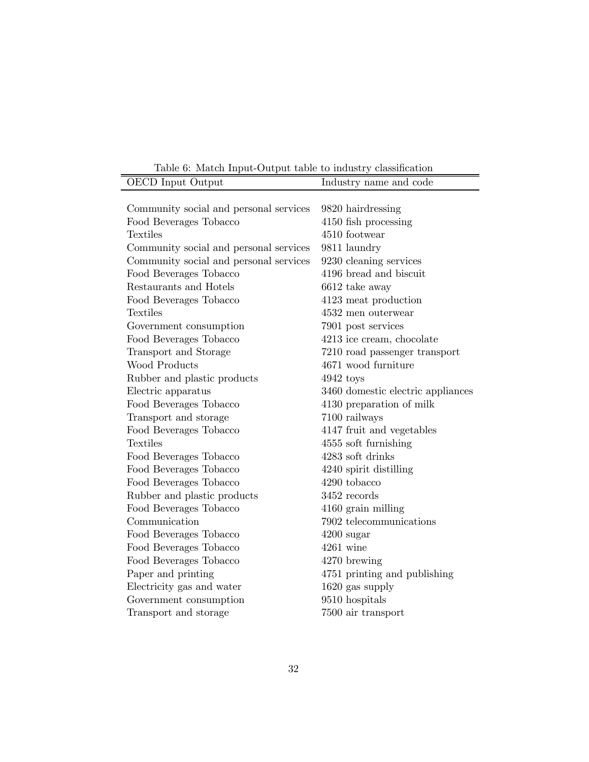Table 6: Match Input-Output table to industry classification

| OECD Input Output | Industry name and code |
|---|---|
| Community social and personal services | 9820 hairdressing |
| Food Beverages Tobacco | 4150 fish processing |
| Textiles | 4510 footwear |
| Community social and personal services | 9811 laundry |
| Community social and personal services | 9230 cleaning services |
| Food Beverages Tobacco | 4196 bread and biscuit |
| Restaurants and Hotels | 6612 take away |
| Food Beverages Tobacco | 4123 meat production |
| Textiles | 4532 men outerwear |
| Government consumption | 7901 post services |
| Food Beverages Tobacco | 4213 ice cream, chocolate |
| Transport and Storage | 7210 road passenger transport |
| Wood Products | 4671 wood furniture |
| Rubber and plastic products | 4942 toys |
| Electric apparatus | 3460 domestic electric appliances |
| Food Beverages Tobacco | 4130 preparation of milk |
| Transport and storage | 7100 railways |
| Food Beverages Tobacco | 4147 fruit and vegetables |
| Textiles | 4555 soft furnishing |
| Food Beverages Tobacco | 4283 soft drinks |
| Food Beverages Tobacco | 4240 spirit distilling |
| Food Beverages Tobacco | 4290 tobacco |
| Rubber and plastic products | 3452 records |
| Food Beverages Tobacco | 4160 grain milling |
| Communication | 7902 telecommunications |
| Food Beverages Tobacco | 4200 sugar |
| Food Beverages Tobacco | 4261 wine |
| Food Beverages Tobacco | 4270 brewing |
| Paper and printing | 4751 printing and publishing |
| Electricity gas and water | 1620 gas supply |
| Government consumption | 9510 hospitals |
| Transport and storage | 7500 air transport |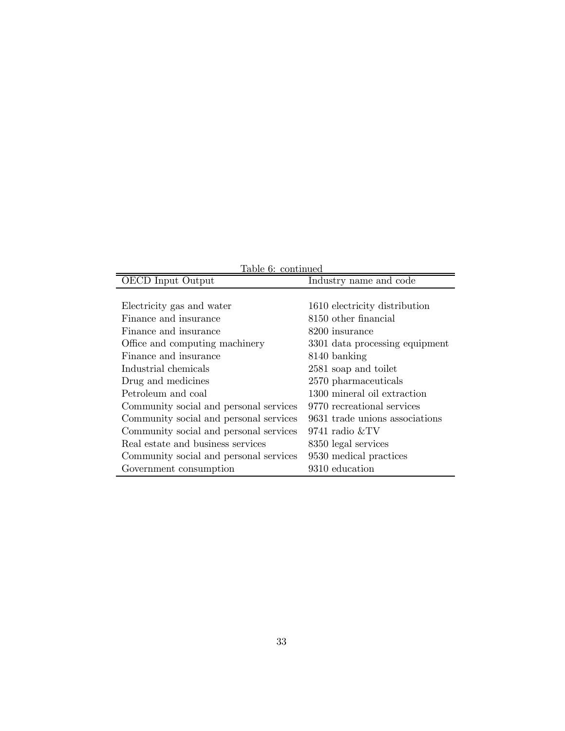Table 6: continued

| OECD Input Output | Industry name and code |
|---|---|
| Electricity gas and water | 1610 electricity distribution |
| Finance and insurance | 8150 other financial |
| Finance and insurance | 8200 insurance |
| Office and computing machinery | 3301 data processing equipment |
| Finance and insurance | 8140 banking |
| Industrial chemicals | 2581 soap and toilet |
| Drug and medicines | 2570 pharmaceuticals |
| Petroleum and coal | 1300 mineral oil extraction |
| Community social and personal services | 9770 recreational services |
| Community social and personal services | 9631 trade unions associations |
| Community social and personal services | 9741 radio &TV |
| Real estate and business services | 8350 legal services |
| Community social and personal services | 9530 medical practices |
| Government consumption | 9310 education |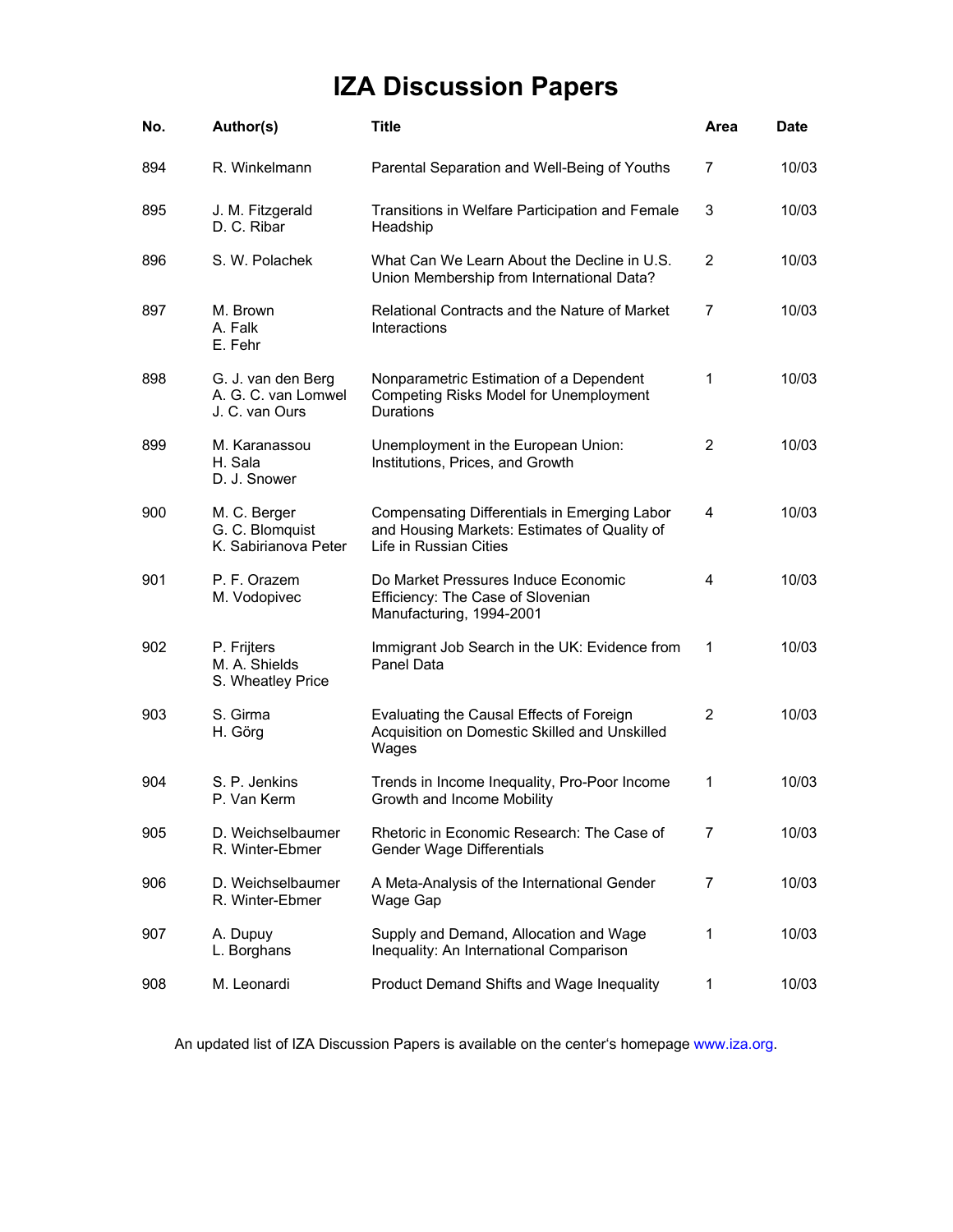# IZA Discussion Papers

| No. | Author(s) | Title | Area | Date |
|---|---|---|---|---|
| 894 | R. Winkelmann | Parental Separation and Well-Being of Youths | 7 | 10/03 |
| 895 | J. M. Fitzgerald<br>D. C. Ribar | Transitions in Welfare Participation and Female Headship | 3 | 10/03 |
| 896 | S. W. Polachek | What Can We Learn About the Decline in U.S. Union Membership from International Data? | 2 | 10/03 |
| 897 | M. Brown<br>A. Falk<br>E. Fehr | Relational Contracts and the Nature of Market Interactions | 7 | 10/03 |
| 898 | G. J. van den Berg<br>A. G. C. van Lomwel<br>J. C. van Ours | Nonparametric Estimation of a Dependent Competing Risks Model for Unemployment Durations | 1 | 10/03 |
| 899 | M. Karanassou<br>H. Sala<br>D. J. Snower | Unemployment in the European Union: Institutions, Prices, and Growth | 2 | 10/03 |
| 900 | M. C. Berger<br>G. C. Blomquist<br>K. Sabirianova Peter | Compensating Differentials in Emerging Labor and Housing Markets: Estimates of Quality of Life in Russian Cities | 4 | 10/03 |
| 901 | P. F. Orazem<br>M. Vodopivec | Do Market Pressures Induce Economic Efficiency: The Case of Slovenian Manufacturing, 1994-2001 | 4 | 10/03 |
| 902 | P. Frijters<br>M. A. Shields<br>S. Wheatley Price | Immigrant Job Search in the UK: Evidence from Panel Data | 1 | 10/03 |
| 903 | S. Girma<br>H. Görg | Evaluating the Causal Effects of Foreign Acquisition on Domestic Skilled and Unskilled Wages | 2 | 10/03 |
| 904 | S. P. Jenkins<br>P. Van Kerm | Trends in Income Inequality, Pro-Poor Income Growth and Income Mobility | 1 | 10/03 |
| 905 | D. Weichselbaumer<br>R. Winter-Ebmer | Rhetoric in Economic Research: The Case of Gender Wage Differentials | 7 | 10/03 |
| 906 | D. Weichselbaumer<br>R. Winter-Ebmer | A Meta-Analysis of the International Gender Wage Gap | 7 | 10/03 |
| 907 | A. Dupuy<br>L. Borghans | Supply and Demand, Allocation and Wage Inequality: An International Comparison | 1 | 10/03 |
| 908 | M. Leonardi | Product Demand Shifts and Wage Inequality | 1 | 10/03 |

An updated list of IZA Discussion Papers is available on the center's homepage www.iza.org.